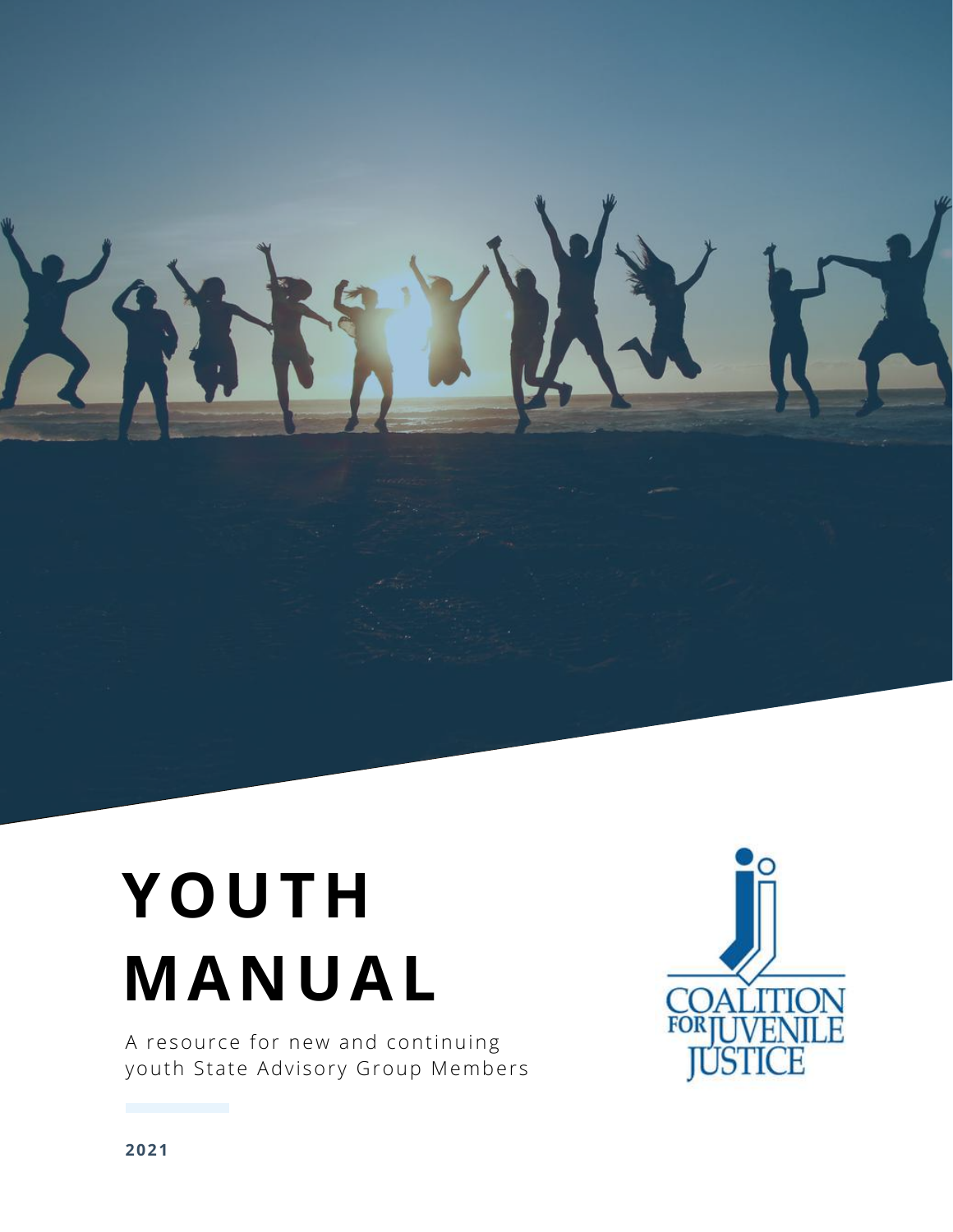# YOUTH MANUAL

A resource for new and continuing youth State Advisory Group Members

COALITION FOR JUVENILE JUSTICE

**2021**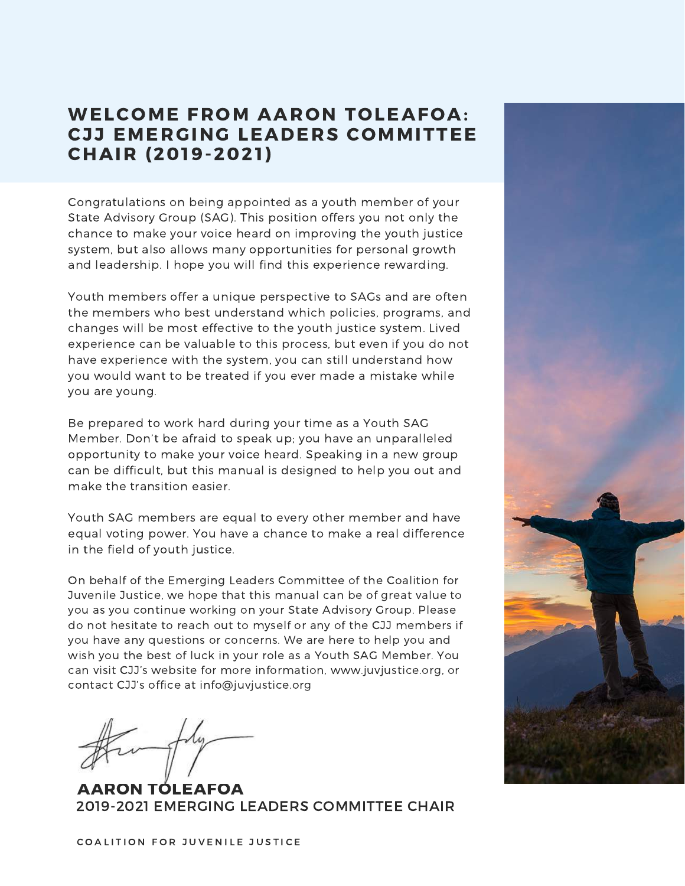# WELCOME FROM AARON TOLEAFOA: CJJ EMERGING LEADERS COMMITTEE CHAIR (2019-2021)

Congratulations on being appointed as a youth member of your State Advisory Group (SAG). This position offers you not only the chance to make your voice heard on improving the youth justice system, but also allows many opportunities for personal growth and leadership. I hope you will find this experience rewarding.

Youth members offer a unique perspective to SAGs and are often the members who best understand which policies, programs, and changes will be most effective to the youth justice system. Lived experience can be valuable to this process, but even if you do not have experience with the system, you can still understand how you would want to be treated if you ever made a mistake while you are young.

Be prepared to work hard during your time as a Youth SAG Member. Don't be afraid to speak up; you have an unparalleled opportunity to make your voice heard. Speaking in a new group can be difficult, but this manual is designed to help you out and make the transition easier.

Youth SAG members are equal to every other member and have equal voting power. You have a chance to make a real difference in the field of youth justice.

On behalf of the Emerging Leaders Committee of the Coalition for Juvenile Justice, we hope that this manual can be of great value to you as you continue working on your State Advisory Group. Please do not hesitate to reach out to myself or any of the CJJ members if you have any questions or concerns. We are here to help you and wish you the best of luck in your role as a Youth SAG Member. You can visit CJJ's website for more information, www.juvjustice.org, or contact CJJ's office at info@juvjustice.org

**AARON TOLEAFOA**
2019-2021 EMERGING LEADERS COMMITTEE CHAIR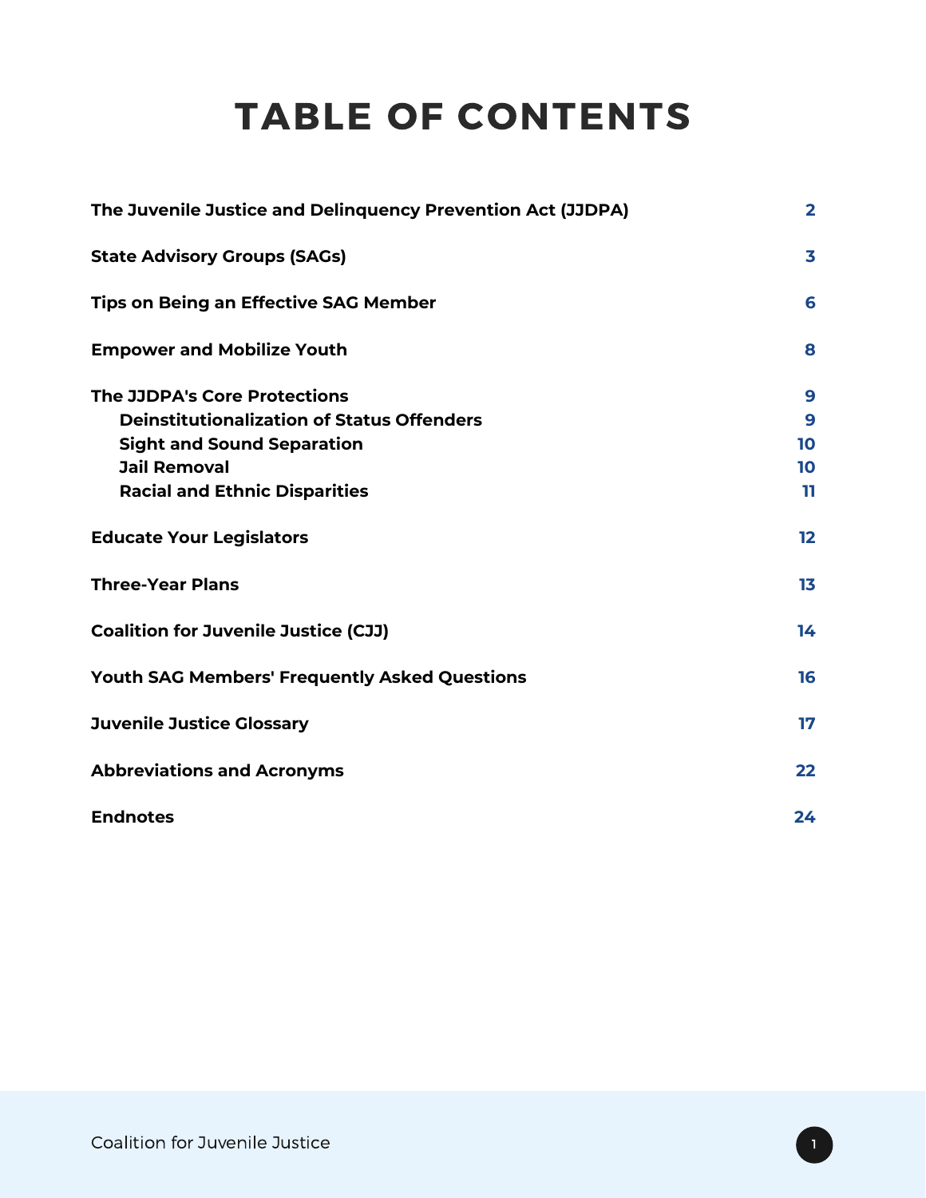# TABLE OF CONTENTS

| | |
|---|---|
| **The Juvenile Justice and Delinquency Prevention Act (JJDPA)** | 2 |
| **State Advisory Groups (SAGs)** | 3 |
| **Tips on Being an Effective SAG Member** | 6 |
| **Empower and Mobilize Youth** | 8 |
| **The JJDPA's Core Protections** | 9 |
| **Deinstitutionalization of Status Offenders** | 9 |
| **Sight and Sound Separation** | 10 |
| **Jail Removal** | 10 |
| **Racial and Ethnic Disparities** | 11 |
| **Educate Your Legislators** | 12 |
| **Three-Year Plans** | 13 |
| **Coalition for Juvenile Justice (CJJ)** | 14 |
| **Youth SAG Members' Frequently Asked Questions** | 16 |
| **Juvenile Justice Glossary** | 17 |
| **Abbreviations and Acronyms** | 22 |
| **Endnotes** | 24 |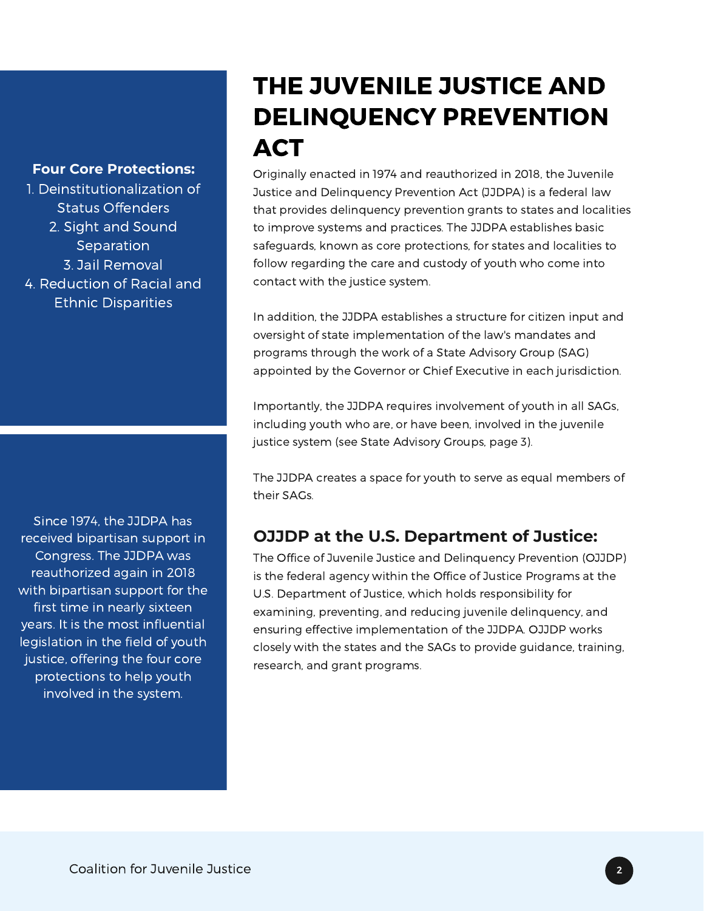# THE JUVENILE JUSTICE AND DELINQUENCY PREVENTION ACT

Originally enacted in 1974 and reauthorized in 2018, the Juvenile Justice and Delinquency Prevention Act (JJDPA) is a federal law that provides delinquency prevention grants to states and localities to improve systems and practices. The JJDPA establishes basic safeguards, known as core protections, for states and localities to follow regarding the care and custody of youth who come into contact with the justice system.

In addition, the JJDPA establishes a structure for citizen input and oversight of state implementation of the law's mandates and programs through the work of a State Advisory Group (SAG) appointed by the Governor or Chief Executive in each jurisdiction.

Importantly, the JJDPA requires involvement of youth in all SAGs, including youth who are, or have been, involved in the juvenile justice system (see State Advisory Groups, page 3).

The JJDPA creates a space for youth to serve as equal members of their SAGs.

**Four Core Protections:**

1. Deinstitutionalization of Status Offenders
2. Sight and Sound Separation
3. Jail Removal
4. Reduction of Racial and Ethnic Disparities

Since 1974, the JJDPA has received bipartisan support in Congress. The JJDPA was reauthorized again in 2018 with bipartisan support for the first time in nearly sixteen years. It is the most influential legislation in the field of youth justice, offering the four core protections to help youth involved in the system.

## OJJDP at the U.S. Department of Justice:

The Office of Juvenile Justice and Delinquency Prevention (OJJDP) is the federal agency within the Office of Justice Programs at the U.S. Department of Justice, which holds responsibility for examining, preventing, and reducing juvenile delinquency, and ensuring effective implementation of the JJDPA. OJJDP works closely with the states and the SAGs to provide guidance, training, research, and grant programs.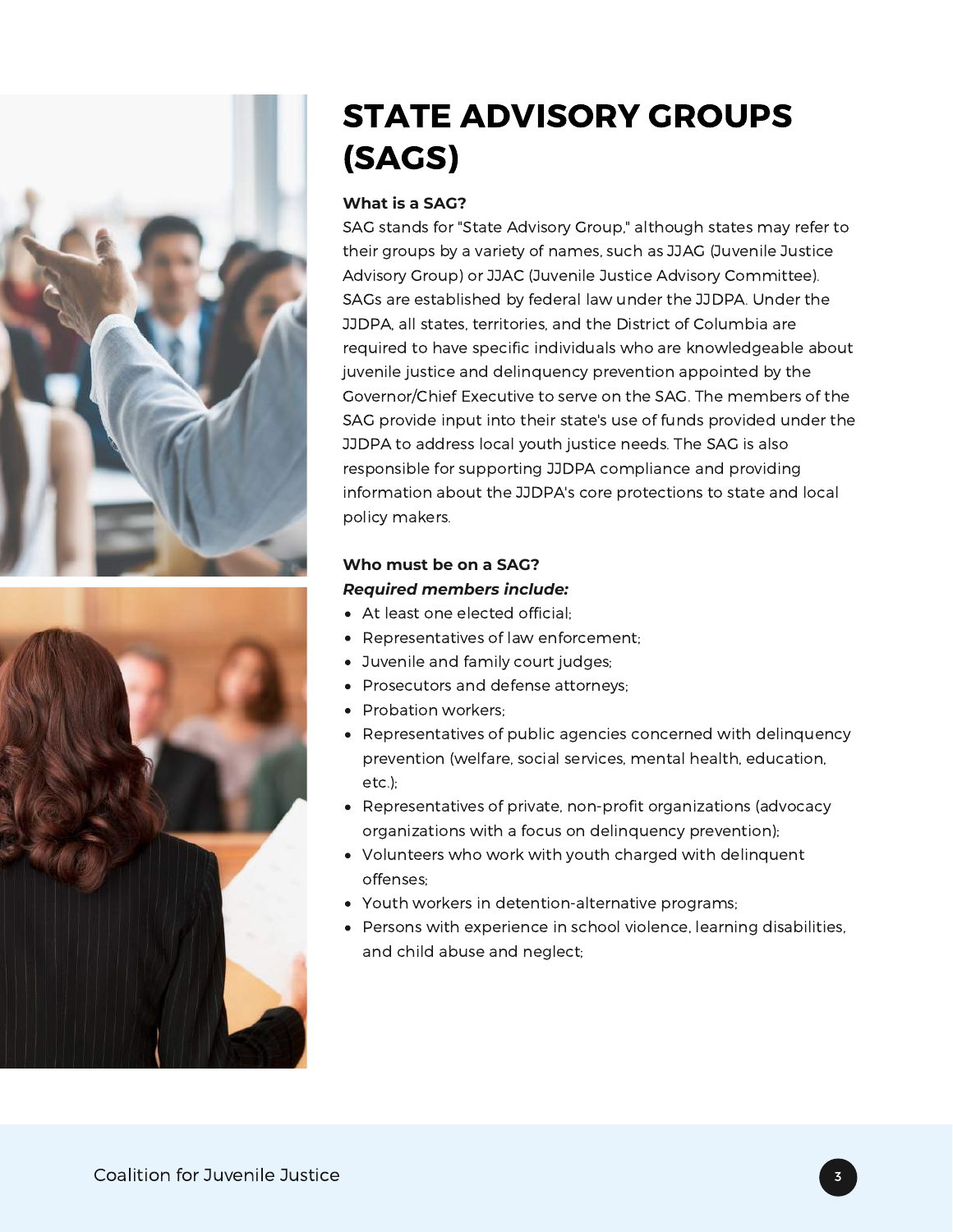# STATE ADVISORY GROUPS (SAGS)

**What is a SAG?**

SAG stands for "State Advisory Group," although states may refer to their groups by a variety of names, such as JJAG (Juvenile Justice Advisory Group) or JJAC (Juvenile Justice Advisory Committee). SAGs are established by federal law under the JJDPA. Under the JJDPA, all states, territories, and the District of Columbia are required to have specific individuals who are knowledgeable about juvenile justice and delinquency prevention appointed by the Governor/Chief Executive to serve on the SAG. The members of the SAG provide input into their state's use of funds provided under the JJDPA to address local youth justice needs. The SAG is also responsible for supporting JJDPA compliance and providing information about the JJDPA's core protections to state and local policy makers.

**Who must be on a SAG?**

***Required members include:***

- At least one elected official;
- Representatives of law enforcement;
- Juvenile and family court judges;
- Prosecutors and defense attorneys;
- Probation workers;
- Representatives of public agencies concerned with delinquency prevention (welfare, social services, mental health, education, etc.);
- Representatives of private, non-profit organizations (advocacy organizations with a focus on delinquency prevention);
- Volunteers who work with youth charged with delinquent offenses;
- Youth workers in detention-alternative programs;
- Persons with experience in school violence, learning disabilities, and child abuse and neglect;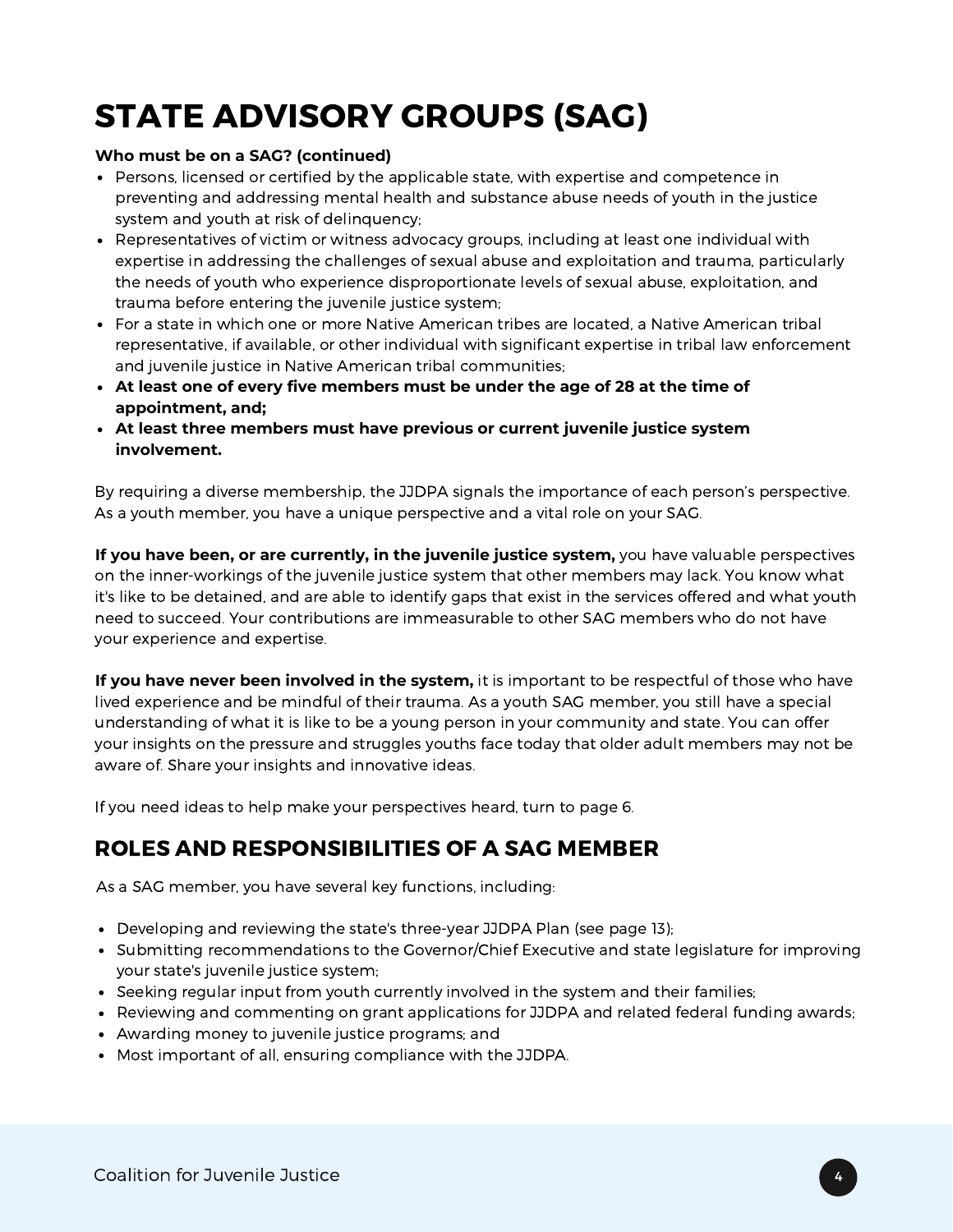# STATE ADVISORY GROUPS (SAG)

**Who must be on a SAG? (continued)**

- Persons, licensed or certified by the applicable state, with expertise and competence in preventing and addressing mental health and substance abuse needs of youth in the justice system and youth at risk of delinquency;
- Representatives of victim or witness advocacy groups, including at least one individual with expertise in addressing the challenges of sexual abuse and exploitation and trauma, particularly the needs of youth who experience disproportionate levels of sexual abuse, exploitation, and trauma before entering the juvenile justice system;
- For a state in which one or more Native American tribes are located, a Native American tribal representative, if available, or other individual with significant expertise in tribal law enforcement and juvenile justice in Native American tribal communities;
- **At least one of every five members must be under the age of 28 at the time of appointment, and;**
- **At least three members must have previous or current juvenile justice system involvement.**

By requiring a diverse membership, the JJDPA signals the importance of each person's perspective. As a youth member, you have a unique perspective and a vital role on your SAG.

**If you have been, or are currently, in the juvenile justice system,** you have valuable perspectives on the inner-workings of the juvenile justice system that other members may lack. You know what it's like to be detained, and are able to identify gaps that exist in the services offered and what youth need to succeed. Your contributions are immeasurable to other SAG members who do not have your experience and expertise.

**If you have never been involved in the system,** it is important to be respectful of those who have lived experience and be mindful of their trauma. As a youth SAG member, you still have a special understanding of what it is like to be a young person in your community and state. You can offer your insights on the pressure and struggles youths face today that older adult members may not be aware of. Share your insights and innovative ideas.

If you need ideas to help make your perspectives heard, turn to page 6.

## ROLES AND RESPONSIBILITIES OF A SAG MEMBER

As a SAG member, you have several key functions, including:

- Developing and reviewing the state's three-year JJDPA Plan (see page 13);
- Submitting recommendations to the Governor/Chief Executive and state legislature for improving your state's juvenile justice system;
- Seeking regular input from youth currently involved in the system and their families;
- Reviewing and commenting on grant applications for JJDPA and related federal funding awards;
- Awarding money to juvenile justice programs; and
- Most important of all, ensuring compliance with the JJDPA.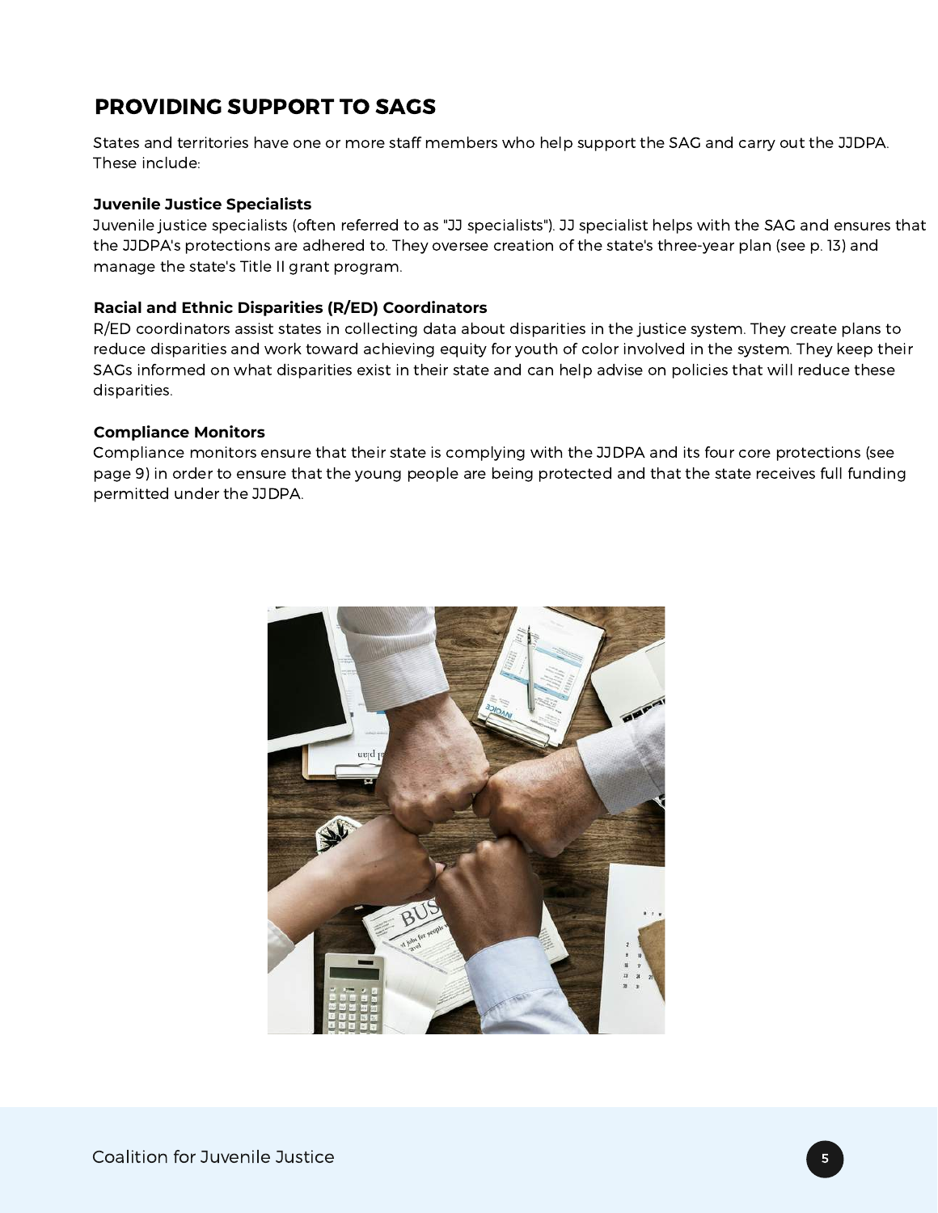## PROVIDING SUPPORT TO SAGS

States and territories have one or more staff members who help support the SAG and carry out the JJDPA. These include:

**Juvenile Justice Specialists**

Juvenile justice specialists (often referred to as "JJ specialists"). JJ specialist helps with the SAG and ensures that the JJDPA's protections are adhered to. They oversee creation of the state's three-year plan (see p. 13) and manage the state's Title II grant program.

**Racial and Ethnic Disparities (R/ED) Coordinators**

R/ED coordinators assist states in collecting data about disparities in the justice system. They create plans to reduce disparities and work toward achieving equity for youth of color involved in the system. They keep their SAGs informed on what disparities exist in their state and can help advise on policies that will reduce these disparities.

**Compliance Monitors**

Compliance monitors ensure that their state is complying with the JJDPA and its four core protections (see page 9) in order to ensure that the young people are being protected and that the state receives full funding permitted under the JJDPA.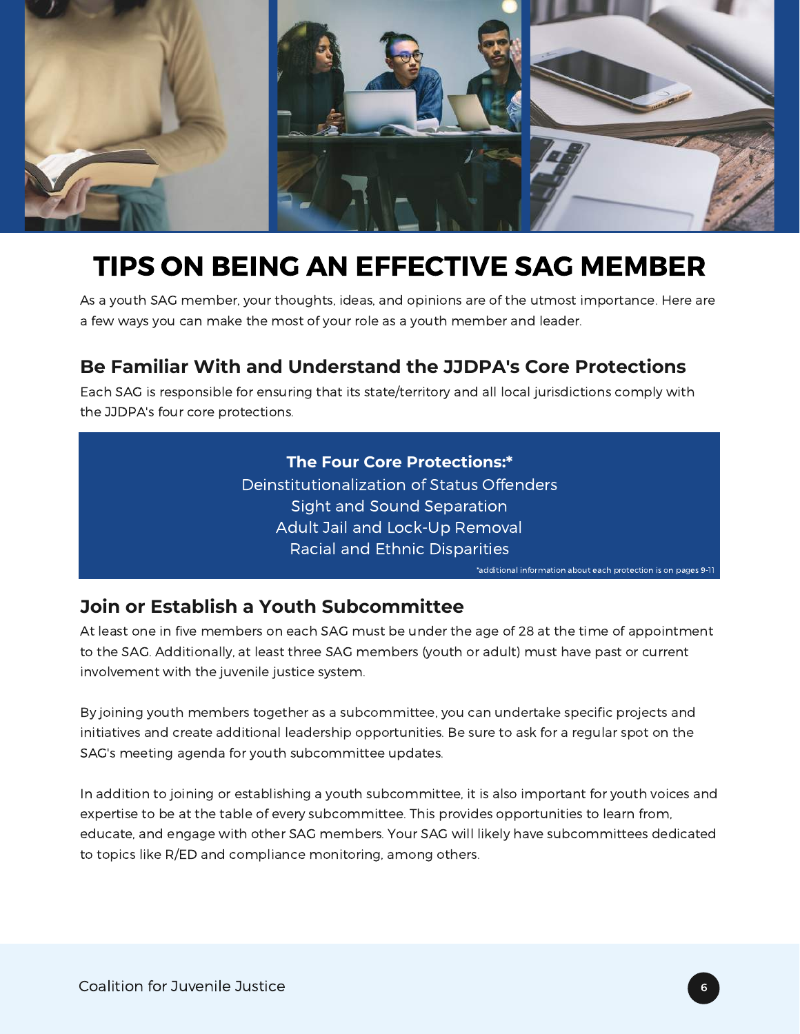# TIPS ON BEING AN EFFECTIVE SAG MEMBER

As a youth SAG member, your thoughts, ideas, and opinions are of the utmost importance. Here are a few ways you can make the most of your role as a youth member and leader.

## Be Familiar With and Understand the JJDPA's Core Protections

Each SAG is responsible for ensuring that its state/territory and all local jurisdictions comply with the JJDPA's four core protections.

**The Four Core Protections:***

Deinstitutionalization of Status Offenders
Sight and Sound Separation
Adult Jail and Lock-Up Removal
Racial and Ethnic Disparities

*additional information about each protection is on pages 9-11

## Join or Establish a Youth Subcommittee

At least one in five members on each SAG must be under the age of 28 at the time of appointment to the SAG. Additionally, at least three SAG members (youth or adult) must have past or current involvement with the juvenile justice system.

By joining youth members together as a subcommittee, you can undertake specific projects and initiatives and create additional leadership opportunities. Be sure to ask for a regular spot on the SAG's meeting agenda for youth subcommittee updates.

In addition to joining or establishing a youth subcommittee, it is also important for youth voices and expertise to be at the table of every subcommittee. This provides opportunities to learn from, educate, and engage with other SAG members. Your SAG will likely have subcommittees dedicated to topics like R/ED and compliance monitoring, among others.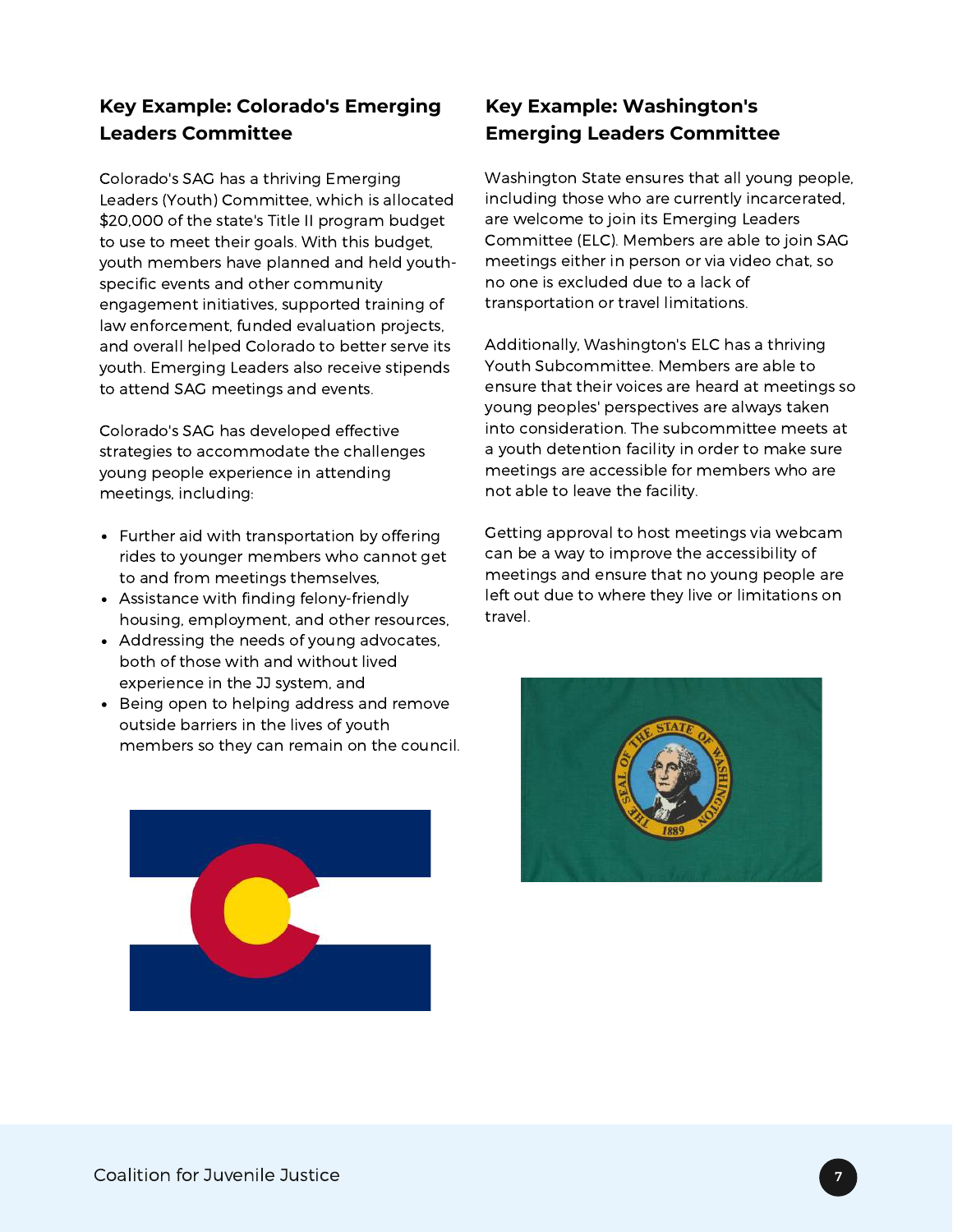### Key Example: Colorado's Emerging Leaders Committee

Colorado's SAG has a thriving Emerging Leaders (Youth) Committee, which is allocated $20,000 of the state's Title II program budget to use to meet their goals. With this budget, youth members have planned and held youth-specific events and other community engagement initiatives, supported training of law enforcement, funded evaluation projects, and overall helped Colorado to better serve its youth. Emerging Leaders also receive stipends to attend SAG meetings and events.

Colorado's SAG has developed effective strategies to accommodate the challenges young people experience in attending meetings, including:

- Further aid with transportation by offering rides to younger members who cannot get to and from meetings themselves,
- Assistance with finding felony-friendly housing, employment, and other resources,
- Addressing the needs of young advocates, both of those with and without lived experience in the JJ system, and
- Being open to helping address and remove outside barriers in the lives of youth members so they can remain on the council.

### Key Example: Washington's Emerging Leaders Committee

Washington State ensures that all young people, including those who are currently incarcerated, are welcome to join its Emerging Leaders Committee (ELC). Members are able to join SAG meetings either in person or via video chat, so no one is excluded due to a lack of transportation or travel limitations.

Additionally, Washington's ELC has a thriving Youth Subcommittee. Members are able to ensure that their voices are heard at meetings so young peoples' perspectives are always taken into consideration. The subcommittee meets at a youth detention facility in order to make sure meetings are accessible for members who are not able to leave the facility.

Getting approval to host meetings via webcam can be a way to improve the accessibility of meetings and ensure that no young people are left out due to where they live or limitations on travel.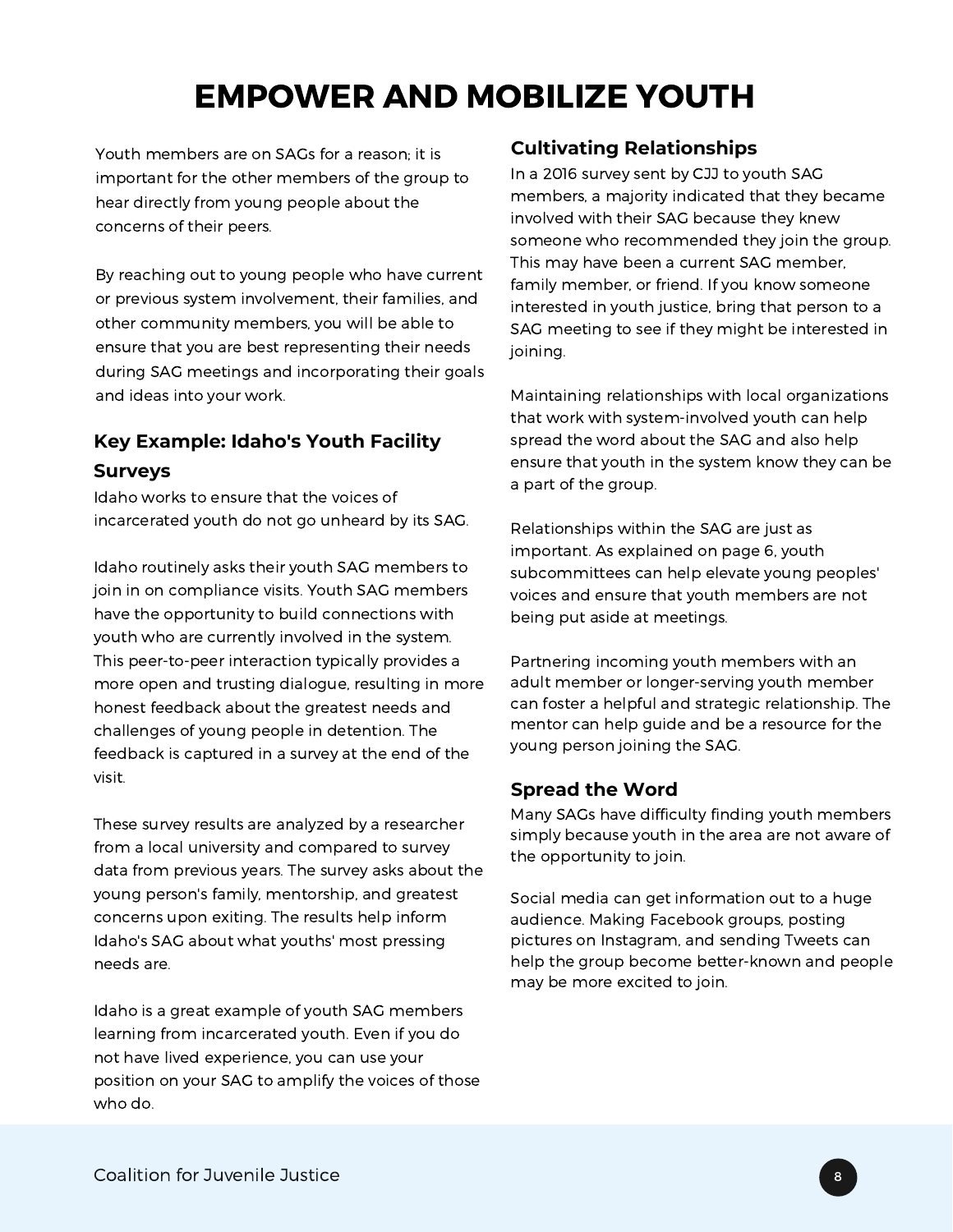# EMPOWER AND MOBILIZE YOUTH

Youth members are on SAGs for a reason; it is important for the other members of the group to hear directly from young people about the concerns of their peers.

By reaching out to young people who have current or previous system involvement, their families, and other community members, you will be able to ensure that you are best representing their needs during SAG meetings and incorporating their goals and ideas into your work.

### Key Example: Idaho's Youth Facility Surveys

Idaho works to ensure that the voices of incarcerated youth do not go unheard by its SAG.

Idaho routinely asks their youth SAG members to join in on compliance visits. Youth SAG members have the opportunity to build connections with youth who are currently involved in the system. This peer-to-peer interaction typically provides a more open and trusting dialogue, resulting in more honest feedback about the greatest needs and challenges of young people in detention. The feedback is captured in a survey at the end of the visit.

These survey results are analyzed by a researcher from a local university and compared to survey data from previous years. The survey asks about the young person's family, mentorship, and greatest concerns upon exiting. The results help inform Idaho's SAG about what youths' most pressing needs are.

Idaho is a great example of youth SAG members learning from incarcerated youth. Even if you do not have lived experience, you can use your position on your SAG to amplify the voices of those who do.

### Cultivating Relationships

In a 2016 survey sent by CJJ to youth SAG members, a majority indicated that they became involved with their SAG because they knew someone who recommended they join the group. This may have been a current SAG member, family member, or friend. If you know someone interested in youth justice, bring that person to a SAG meeting to see if they might be interested in joining.

Maintaining relationships with local organizations that work with system-involved youth can help spread the word about the SAG and also help ensure that youth in the system know they can be a part of the group.

Relationships within the SAG are just as important. As explained on page 6, youth subcommittees can help elevate young peoples' voices and ensure that youth members are not being put aside at meetings.

Partnering incoming youth members with an adult member or longer-serving youth member can foster a helpful and strategic relationship. The mentor can help guide and be a resource for the young person joining the SAG.

### Spread the Word

Many SAGs have difficulty finding youth members simply because youth in the area are not aware of the opportunity to join.

Social media can get information out to a huge audience. Making Facebook groups, posting pictures on Instagram, and sending Tweets can help the group become better-known and people may be more excited to join.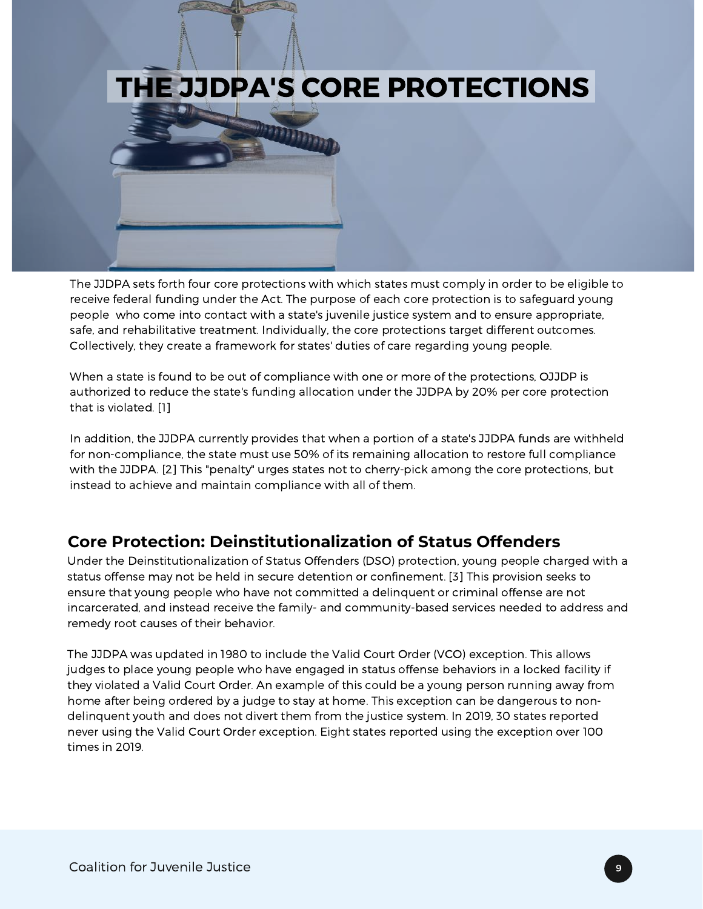# THE JJDPA'S CORE PROTECTIONS

The JJDPA sets forth four core protections with which states must comply in order to be eligible to receive federal funding under the Act. The purpose of each core protection is to safeguard young people who come into contact with a state's juvenile justice system and to ensure appropriate, safe, and rehabilitative treatment. Individually, the core protections target different outcomes. Collectively, they create a framework for states' duties of care regarding young people.

When a state is found to be out of compliance with one or more of the protections, OJJDP is authorized to reduce the state's funding allocation under the JJDPA by 20% per core protection that is violated. [1]

In addition, the JJDPA currently provides that when a portion of a state's JJDPA funds are withheld for non-compliance, the state must use 50% of its remaining allocation to restore full compliance with the JJDPA. [2] This "penalty" urges states not to cherry-pick among the core protections, but instead to achieve and maintain compliance with all of them.

## Core Protection: Deinstitutionalization of Status Offenders

Under the Deinstitutionalization of Status Offenders (DSO) protection, young people charged with a status offense may not be held in secure detention or confinement. [3] This provision seeks to ensure that young people who have not committed a delinquent or criminal offense are not incarcerated, and instead receive the family- and community-based services needed to address and remedy root causes of their behavior.

The JJDPA was updated in 1980 to include the Valid Court Order (VCO) exception. This allows judges to place young people who have engaged in status offense behaviors in a locked facility if they violated a Valid Court Order. An example of this could be a young person running away from home after being ordered by a judge to stay at home. This exception can be dangerous to non-delinquent youth and does not divert them from the justice system. In 2019, 30 states reported never using the Valid Court Order exception. Eight states reported using the exception over 100 times in 2019.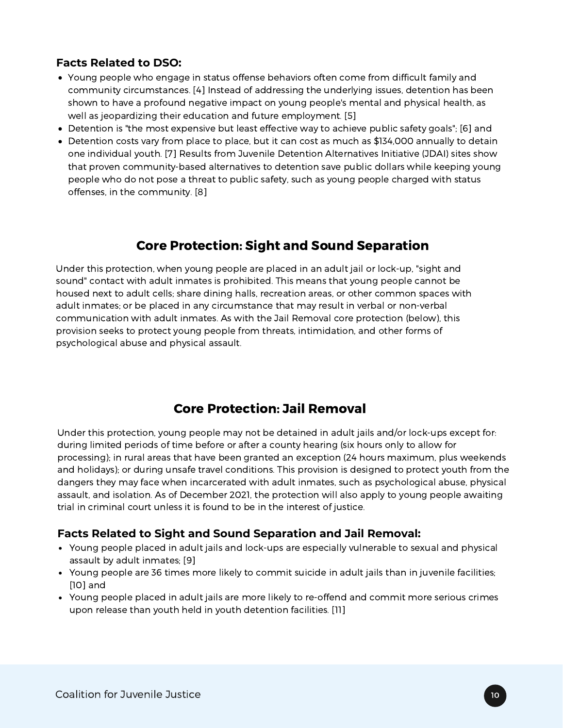**Facts Related to DSO:**

- Young people who engage in status offense behaviors often come from difficult family and community circumstances. [4] Instead of addressing the underlying issues, detention has been shown to have a profound negative impact on young people's mental and physical health, as well as jeopardizing their education and future employment. [5]
- Detention is "the most expensive but least effective way to achieve public safety goals"; [6] and
- Detention costs vary from place to place, but it can cost as much as $134,000 annually to detain one individual youth. [7] Results from Juvenile Detention Alternatives Initiative (JDAI) sites show that proven community-based alternatives to detention save public dollars while keeping young people who do not pose a threat to public safety, such as young people charged with status offenses, in the community. [8]

## Core Protection: Sight and Sound Separation

Under this protection, when young people are placed in an adult jail or lock-up, "sight and sound" contact with adult inmates is prohibited. This means that young people cannot be housed next to adult cells; share dining halls, recreation areas, or other common spaces with adult inmates; or be placed in any circumstance that may result in verbal or non-verbal communication with adult inmates. As with the Jail Removal core protection (below), this provision seeks to protect young people from threats, intimidation, and other forms of psychological abuse and physical assault.

## Core Protection: Jail Removal

Under this protection, young people may not be detained in adult jails and/or lock-ups except for: during limited periods of time before or after a county hearing (six hours only to allow for processing); in rural areas that have been granted an exception (24 hours maximum, plus weekends and holidays); or during unsafe travel conditions. This provision is designed to protect youth from the dangers they may face when incarcerated with adult inmates, such as psychological abuse, physical assault, and isolation. As of December 2021, the protection will also apply to young people awaiting trial in criminal court unless it is found to be in the interest of justice.

**Facts Related to Sight and Sound Separation and Jail Removal:**

- Young people placed in adult jails and lock-ups are especially vulnerable to sexual and physical assault by adult inmates; [9]
- Young people are 36 times more likely to commit suicide in adult jails than in juvenile facilities; [10] and
- Young people placed in adult jails are more likely to re-offend and commit more serious crimes upon release than youth held in youth detention facilities. [11]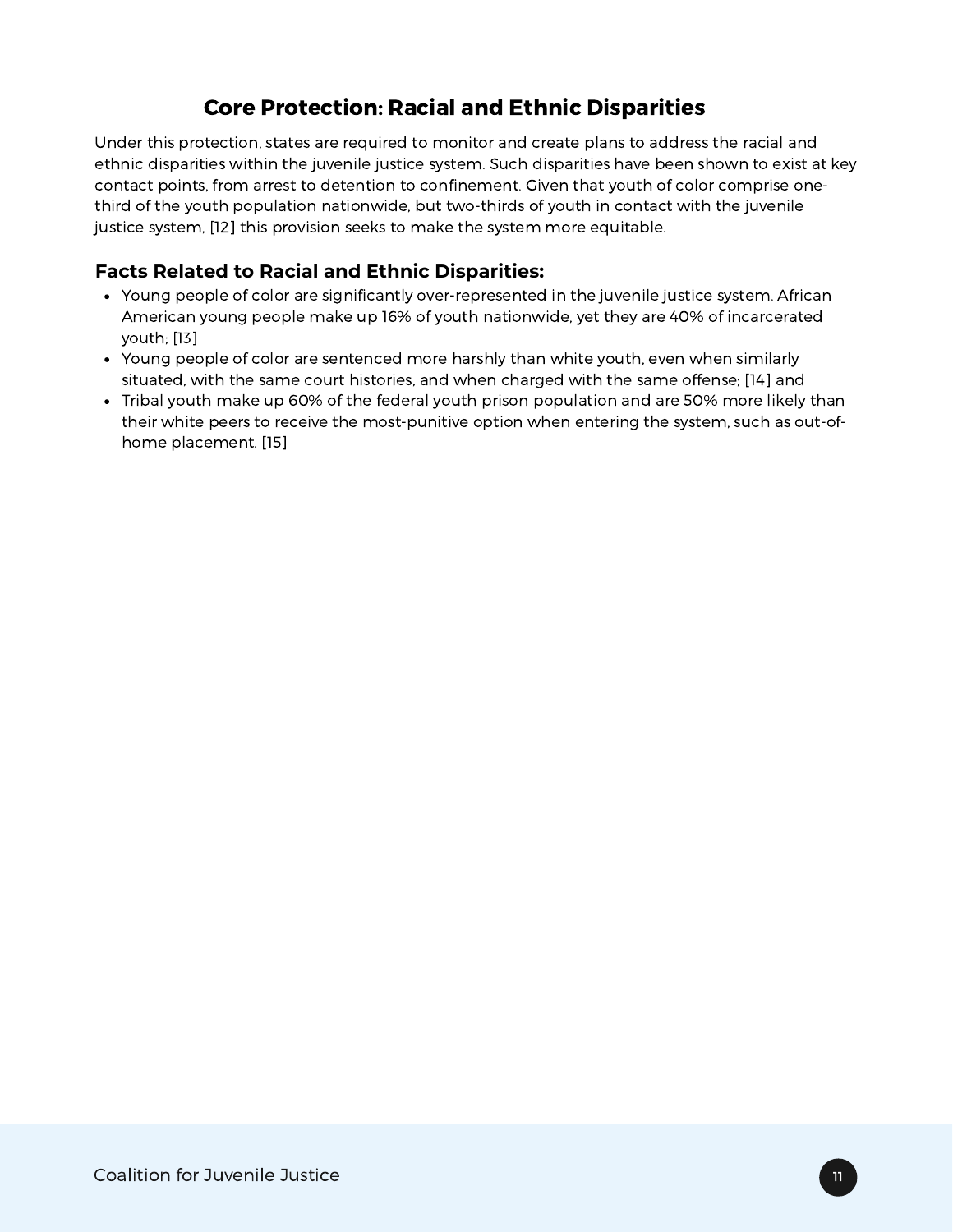## Core Protection: Racial and Ethnic Disparities

Under this protection, states are required to monitor and create plans to address the racial and ethnic disparities within the juvenile justice system. Such disparities have been shown to exist at key contact points, from arrest to detention to confinement. Given that youth of color comprise one-third of the youth population nationwide, but two-thirds of youth in contact with the juvenile justice system, [12] this provision seeks to make the system more equitable.

### Facts Related to Racial and Ethnic Disparities:

- Young people of color are significantly over-represented in the juvenile justice system. African American young people make up 16% of youth nationwide, yet they are 40% of incarcerated youth; [13]
- Young people of color are sentenced more harshly than white youth, even when similarly situated, with the same court histories, and when charged with the same offense; [14] and
- Tribal youth make up 60% of the federal youth prison population and are 50% more likely than their white peers to receive the most-punitive option when entering the system, such as out-of-home placement. [15]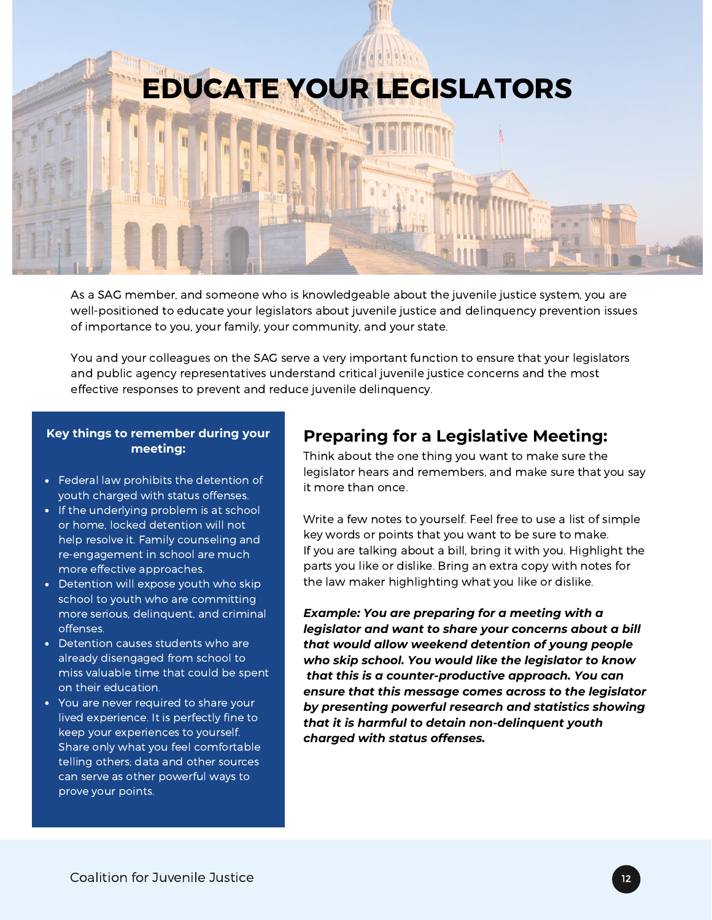# EDUCATE YOUR LEGISLATORS

As a SAG member, and someone who is knowledgeable about the juvenile justice system, you are well-positioned to educate your legislators about juvenile justice and delinquency prevention issues of importance to you, your family, your community, and your state.

You and your colleagues on the SAG serve a very important function to ensure that your legislators and public agency representatives understand critical juvenile justice concerns and the most effective responses to prevent and reduce juvenile delinquency.

**Key things to remember during your meeting:**

- Federal law prohibits the detention of youth charged with status offenses.
- If the underlying problem is at school or home, locked detention will not help resolve it. Family counseling and re-engagement in school are much more effective approaches.
- Detention will expose youth who skip school to youth who are committing more serious, delinquent, and criminal offenses.
- Detention causes students who are already disengaged from school to miss valuable time that could be spent on their education.
- You are never required to share your lived experience. It is perfectly fine to keep your experiences to yourself. Share only what you feel comfortable telling others; data and other sources can serve as other powerful ways to prove your points.

## Preparing for a Legislative Meeting:

Think about the one thing you want to make sure the legislator hears and remembers, and make sure that you say it more than once.

Write a few notes to yourself. Feel free to use a list of simple key words or points that you want to be sure to make.
If you are talking about a bill, bring it with you. Highlight the parts you like or dislike. Bring an extra copy with notes for the law maker highlighting what you like or dislike.

***Example: You are preparing for a meeting with a legislator and want to share your concerns about a bill that would allow weekend detention of young people who skip school. You would like the legislator to know that this is a counter-productive approach. You can ensure that this message comes across to the legislator by presenting powerful research and statistics showing that it is harmful to detain non-delinquent youth charged with status offenses.***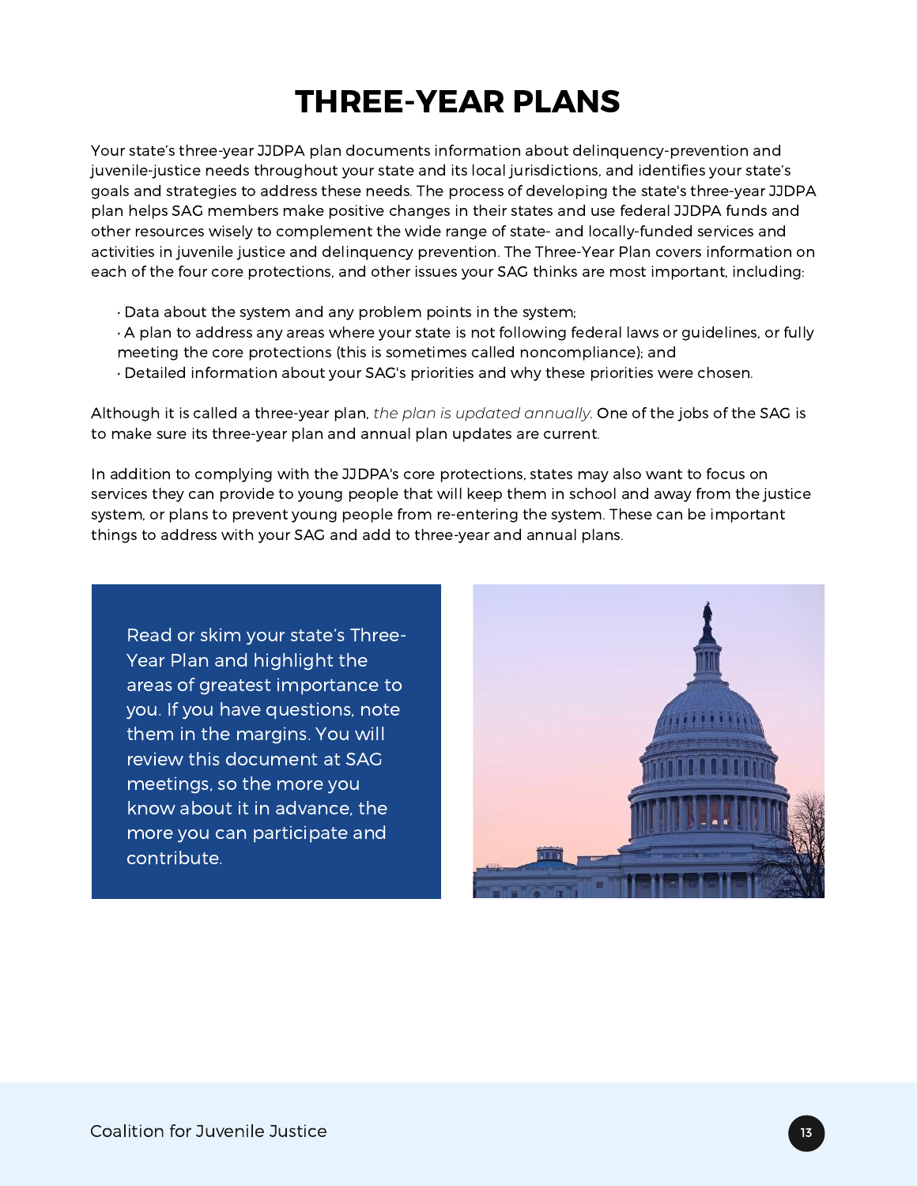# THREE-YEAR PLANS

Your state's three-year JJDPA plan documents information about delinquency-prevention and juvenile-justice needs throughout your state and its local jurisdictions, and identifies your state's goals and strategies to address these needs. The process of developing the state's three-year JJDPA plan helps SAG members make positive changes in their states and use federal JJDPA funds and other resources wisely to complement the wide range of state- and locally-funded services and activities in juvenile justice and delinquency prevention. The Three-Year Plan covers information on each of the four core protections, and other issues your SAG thinks are most important, including:

- Data about the system and any problem points in the system;
- A plan to address any areas where your state is not following federal laws or guidelines, or fully meeting the core protections (this is sometimes called noncompliance); and
- Detailed information about your SAG's priorities and why these priorities were chosen.

Although it is called a three-year plan, *the plan is updated annually*. One of the jobs of the SAG is to make sure its three-year plan and annual plan updates are current.

In addition to complying with the JJDPA's core protections, states may also want to focus on services they can provide to young people that will keep them in school and away from the justice system, or plans to prevent young people from re-entering the system. These can be important things to address with your SAG and add to three-year and annual plans.

Read or skim your state's Three-Year Plan and highlight the areas of greatest importance to you. If you have questions, note them in the margins. You will review this document at SAG meetings, so the more you know about it in advance, the more you can participate and contribute.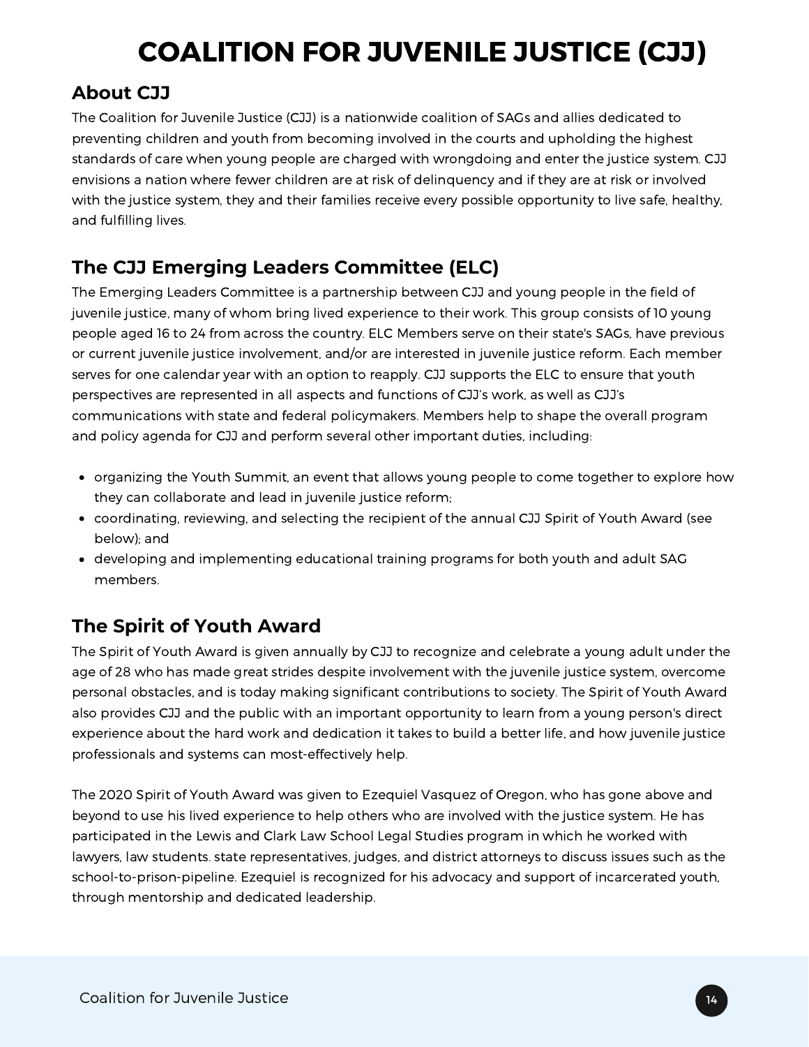# COALITION FOR JUVENILE JUSTICE (CJJ)

## About CJJ

The Coalition for Juvenile Justice (CJJ) is a nationwide coalition of SAGs and allies dedicated to preventing children and youth from becoming involved in the courts and upholding the highest standards of care when young people are charged with wrongdoing and enter the justice system. CJJ envisions a nation where fewer children are at risk of delinquency and if they are at risk or involved with the justice system, they and their families receive every possible opportunity to live safe, healthy, and fulfilling lives.

## The CJJ Emerging Leaders Committee (ELC)

The Emerging Leaders Committee is a partnership between CJJ and young people in the field of juvenile justice, many of whom bring lived experience to their work. This group consists of 10 young people aged 16 to 24 from across the country. ELC Members serve on their state's SAGs, have previous or current juvenile justice involvement, and/or are interested in juvenile justice reform. Each member serves for one calendar year with an option to reapply. CJJ supports the ELC to ensure that youth perspectives are represented in all aspects and functions of CJJ's work, as well as CJJ's communications with state and federal policymakers. Members help to shape the overall program and policy agenda for CJJ and perform several other important duties, including:

- organizing the Youth Summit, an event that allows young people to come together to explore how they can collaborate and lead in juvenile justice reform;
- coordinating, reviewing, and selecting the recipient of the annual CJJ Spirit of Youth Award (see below); and
- developing and implementing educational training programs for both youth and adult SAG members.

## The Spirit of Youth Award

The Spirit of Youth Award is given annually by CJJ to recognize and celebrate a young adult under the age of 28 who has made great strides despite involvement with the juvenile justice system, overcome personal obstacles, and is today making significant contributions to society. The Spirit of Youth Award also provides CJJ and the public with an important opportunity to learn from a young person's direct experience about the hard work and dedication it takes to build a better life, and how juvenile justice professionals and systems can most-effectively help.

The 2020 Spirit of Youth Award was given to Ezequiel Vasquez of Oregon, who has gone above and beyond to use his lived experience to help others who are involved with the justice system. He has participated in the Lewis and Clark Law School Legal Studies program in which he worked with lawyers, law students. state representatives, judges, and district attorneys to discuss issues such as the school-to-prison-pipeline. Ezequiel is recognized for his advocacy and support of incarcerated youth, through mentorship and dedicated leadership.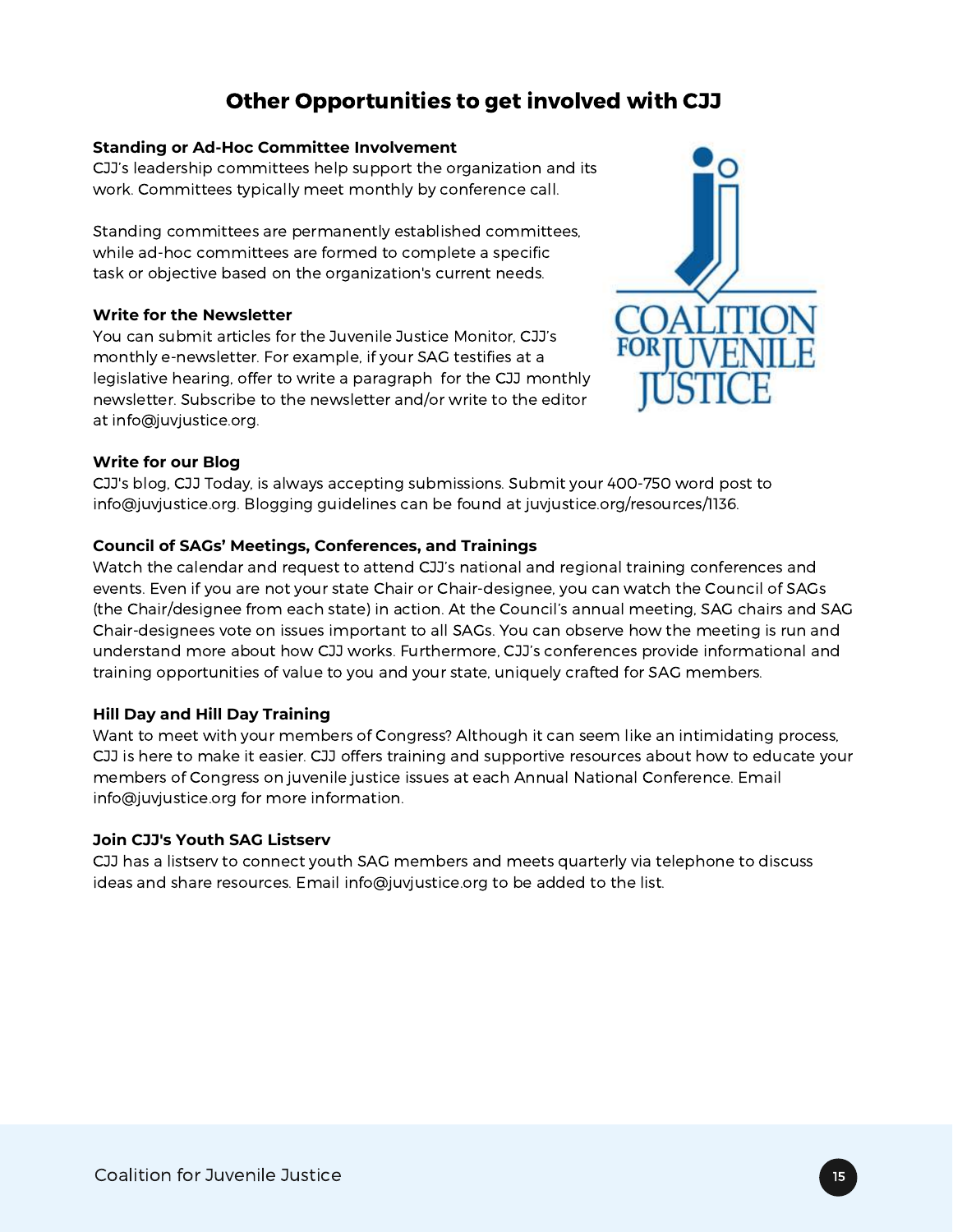## Other Opportunities to get involved with CJJ

**Standing or Ad-Hoc Committee Involvement**

CJJ's leadership committees help support the organization and its work. Committees typically meet monthly by conference call.

Standing committees are permanently established committees, while ad-hoc committees are formed to complete a specific task or objective based on the organization's current needs.

**Write for the Newsletter**

You can submit articles for the Juvenile Justice Monitor, CJJ's monthly e-newsletter. For example, if your SAG testifies at a legislative hearing, offer to write a paragraph for the CJJ monthly newsletter. Subscribe to the newsletter and/or write to the editor at info@juvjustice.org.

**Write for our Blog**

CJJ's blog, CJJ Today, is always accepting submissions. Submit your 400-750 word post to info@juvjustice.org. Blogging guidelines can be found at juvjustice.org/resources/1136.

**Council of SAGs' Meetings, Conferences, and Trainings**

Watch the calendar and request to attend CJJ's national and regional training conferences and events. Even if you are not your state Chair or Chair-designee, you can watch the Council of SAGs (the Chair/designee from each state) in action. At the Council's annual meeting, SAG chairs and SAG Chair-designees vote on issues important to all SAGs. You can observe how the meeting is run and understand more about how CJJ works. Furthermore, CJJ's conferences provide informational and training opportunities of value to you and your state, uniquely crafted for SAG members.

**Hill Day and Hill Day Training**

Want to meet with your members of Congress? Although it can seem like an intimidating process, CJJ is here to make it easier. CJJ offers training and supportive resources about how to educate your members of Congress on juvenile justice issues at each Annual National Conference. Email info@juvjustice.org for more information.

**Join CJJ's Youth SAG Listserv**

CJJ has a listserv to connect youth SAG members and meets quarterly via telephone to discuss ideas and share resources. Email info@juvjustice.org to be added to the list.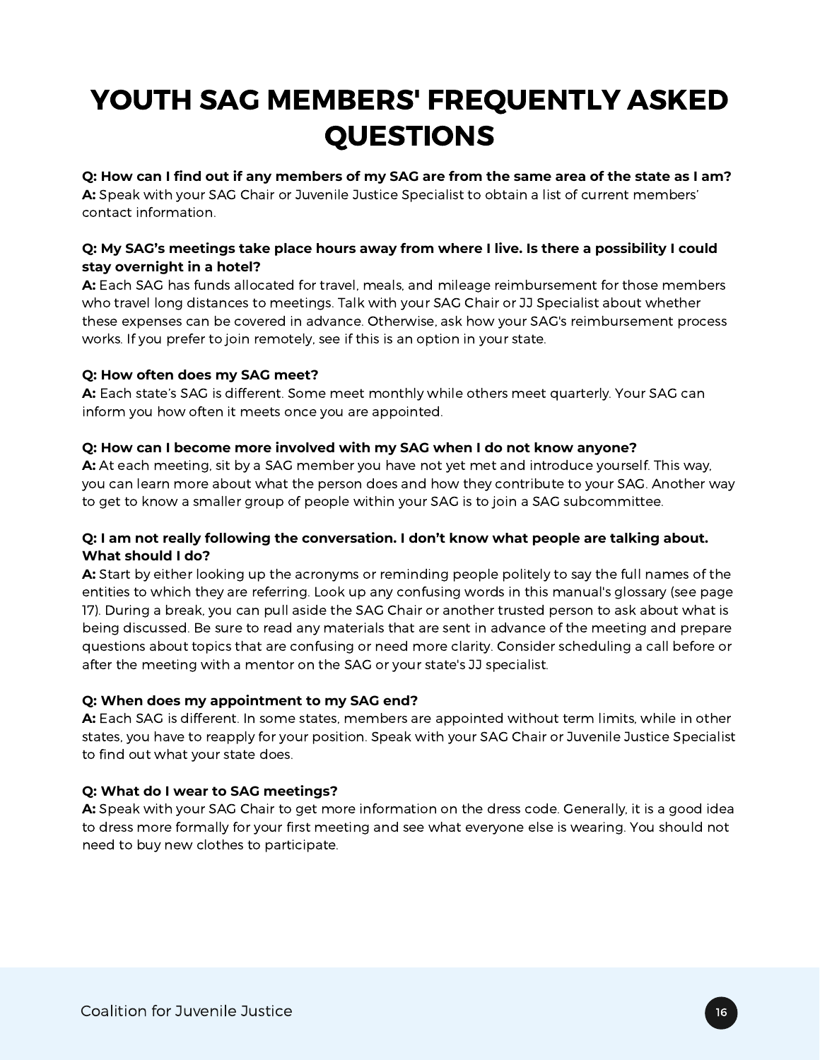# YOUTH SAG MEMBERS' FREQUENTLY ASKED QUESTIONS

**Q: How can I find out if any members of my SAG are from the same area of the state as I am?**
**A:** Speak with your SAG Chair or Juvenile Justice Specialist to obtain a list of current members' contact information.

**Q: My SAG's meetings take place hours away from where I live. Is there a possibility I could stay overnight in a hotel?**
**A:** Each SAG has funds allocated for travel, meals, and mileage reimbursement for those members who travel long distances to meetings. Talk with your SAG Chair or JJ Specialist about whether these expenses can be covered in advance. Otherwise, ask how your SAG's reimbursement process works. If you prefer to join remotely, see if this is an option in your state.

**Q: How often does my SAG meet?**
**A:** Each state's SAG is different. Some meet monthly while others meet quarterly. Your SAG can inform you how often it meets once you are appointed.

**Q: How can I become more involved with my SAG when I do not know anyone?**
**A:** At each meeting, sit by a SAG member you have not yet met and introduce yourself. This way, you can learn more about what the person does and how they contribute to your SAG. Another way to get to know a smaller group of people within your SAG is to join a SAG subcommittee.

**Q: I am not really following the conversation. I don't know what people are talking about. What should I do?**
**A:** Start by either looking up the acronyms or reminding people politely to say the full names of the entities to which they are referring. Look up any confusing words in this manual's glossary (see page 17). During a break, you can pull aside the SAG Chair or another trusted person to ask about what is being discussed. Be sure to read any materials that are sent in advance of the meeting and prepare questions about topics that are confusing or need more clarity. Consider scheduling a call before or after the meeting with a mentor on the SAG or your state's JJ specialist.

**Q: When does my appointment to my SAG end?**
**A:** Each SAG is different. In some states, members are appointed without term limits, while in other states, you have to reapply for your position. Speak with your SAG Chair or Juvenile Justice Specialist to find out what your state does.

**Q: What do I wear to SAG meetings?**
**A:** Speak with your SAG Chair to get more information on the dress code. Generally, it is a good idea to dress more formally for your first meeting and see what everyone else is wearing. You should not need to buy new clothes to participate.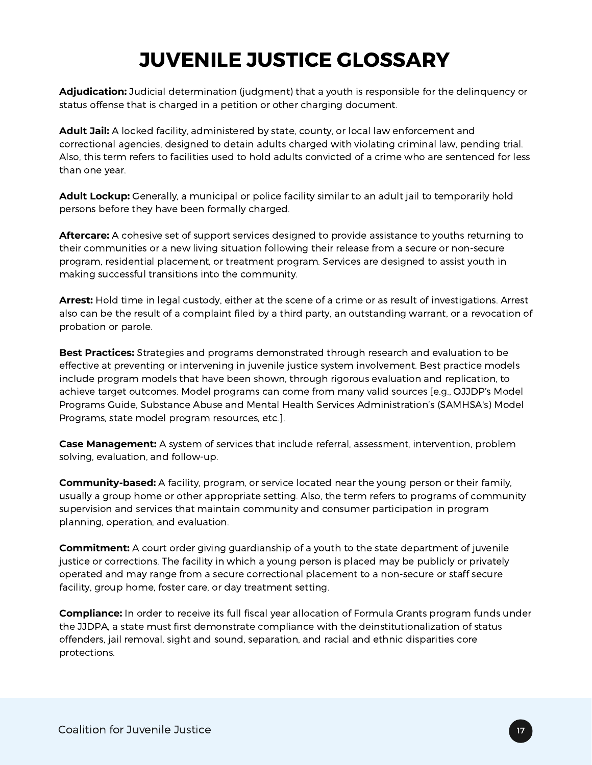# JUVENILE JUSTICE GLOSSARY

**Adjudication:** Judicial determination (judgment) that a youth is responsible for the delinquency or status offense that is charged in a petition or other charging document.

**Adult Jail:** A locked facility, administered by state, county, or local law enforcement and correctional agencies, designed to detain adults charged with violating criminal law, pending trial. Also, this term refers to facilities used to hold adults convicted of a crime who are sentenced for less than one year.

**Adult Lockup:** Generally, a municipal or police facility similar to an adult jail to temporarily hold persons before they have been formally charged.

**Aftercare:** A cohesive set of support services designed to provide assistance to youths returning to their communities or a new living situation following their release from a secure or non-secure program, residential placement, or treatment program. Services are designed to assist youth in making successful transitions into the community.

**Arrest:** Hold time in legal custody, either at the scene of a crime or as result of investigations. Arrest also can be the result of a complaint filed by a third party, an outstanding warrant, or a revocation of probation or parole.

**Best Practices:** Strategies and programs demonstrated through research and evaluation to be effective at preventing or intervening in juvenile justice system involvement. Best practice models include program models that have been shown, through rigorous evaluation and replication, to achieve target outcomes. Model programs can come from many valid sources [e.g., OJJDP's Model Programs Guide, Substance Abuse and Mental Health Services Administration's (SAMHSA's) Model Programs, state model program resources, etc.].

**Case Management:** A system of services that include referral, assessment, intervention, problem solving, evaluation, and follow-up.

**Community-based:** A facility, program, or service located near the young person or their family, usually a group home or other appropriate setting. Also, the term refers to programs of community supervision and services that maintain community and consumer participation in program planning, operation, and evaluation.

**Commitment:** A court order giving guardianship of a youth to the state department of juvenile justice or corrections. The facility in which a young person is placed may be publicly or privately operated and may range from a secure correctional placement to a non-secure or staff secure facility, group home, foster care, or day treatment setting.

**Compliance:** In order to receive its full fiscal year allocation of Formula Grants program funds under the JJDPA, a state must first demonstrate compliance with the deinstitutionalization of status offenders, jail removal, sight and sound, separation, and racial and ethnic disparities core protections.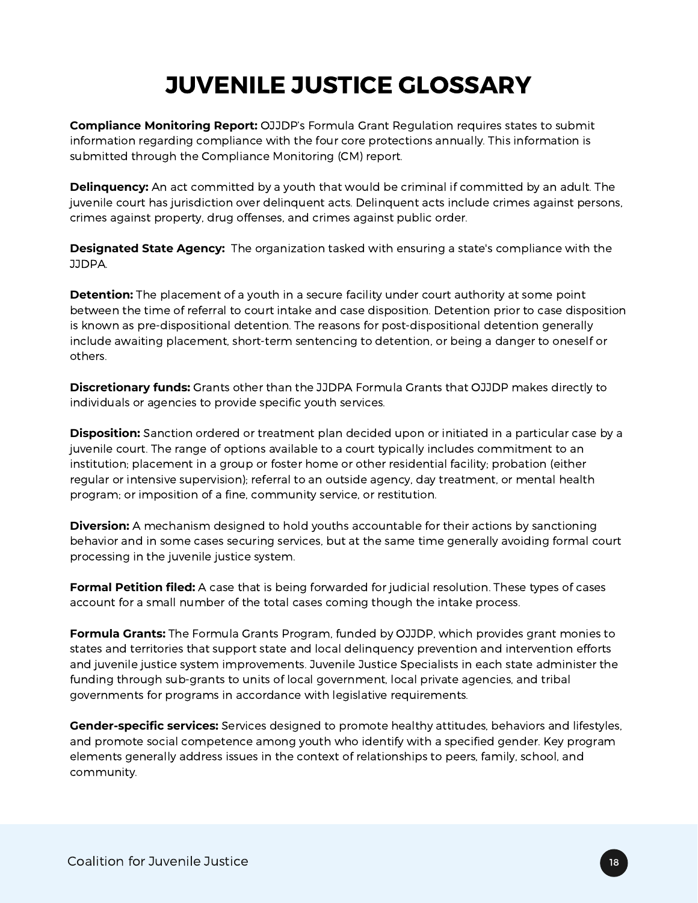# JUVENILE JUSTICE GLOSSARY

**Compliance Monitoring Report:** OJJDP's Formula Grant Regulation requires states to submit information regarding compliance with the four core protections annually. This information is submitted through the Compliance Monitoring (CM) report.

**Delinquency:** An act committed by a youth that would be criminal if committed by an adult. The juvenile court has jurisdiction over delinquent acts. Delinquent acts include crimes against persons, crimes against property, drug offenses, and crimes against public order.

**Designated State Agency:** The organization tasked with ensuring a state's compliance with the JJDPA.

**Detention:** The placement of a youth in a secure facility under court authority at some point between the time of referral to court intake and case disposition. Detention prior to case disposition is known as pre-dispositional detention. The reasons for post-dispositional detention generally include awaiting placement, short-term sentencing to detention, or being a danger to oneself or others.

**Discretionary funds:** Grants other than the JJDPA Formula Grants that OJJDP makes directly to individuals or agencies to provide specific youth services.

**Disposition:** Sanction ordered or treatment plan decided upon or initiated in a particular case by a juvenile court. The range of options available to a court typically includes commitment to an institution; placement in a group or foster home or other residential facility; probation (either regular or intensive supervision); referral to an outside agency, day treatment, or mental health program; or imposition of a fine, community service, or restitution.

**Diversion:** A mechanism designed to hold youths accountable for their actions by sanctioning behavior and in some cases securing services, but at the same time generally avoiding formal court processing in the juvenile justice system.

**Formal Petition filed:** A case that is being forwarded for judicial resolution. These types of cases account for a small number of the total cases coming though the intake process.

**Formula Grants:** The Formula Grants Program, funded by OJJDP, which provides grant monies to states and territories that support state and local delinquency prevention and intervention efforts and juvenile justice system improvements. Juvenile Justice Specialists in each state administer the funding through sub-grants to units of local government, local private agencies, and tribal governments for programs in accordance with legislative requirements.

**Gender-specific services:** Services designed to promote healthy attitudes, behaviors and lifestyles, and promote social competence among youth who identify with a specified gender. Key program elements generally address issues in the context of relationships to peers, family, school, and community.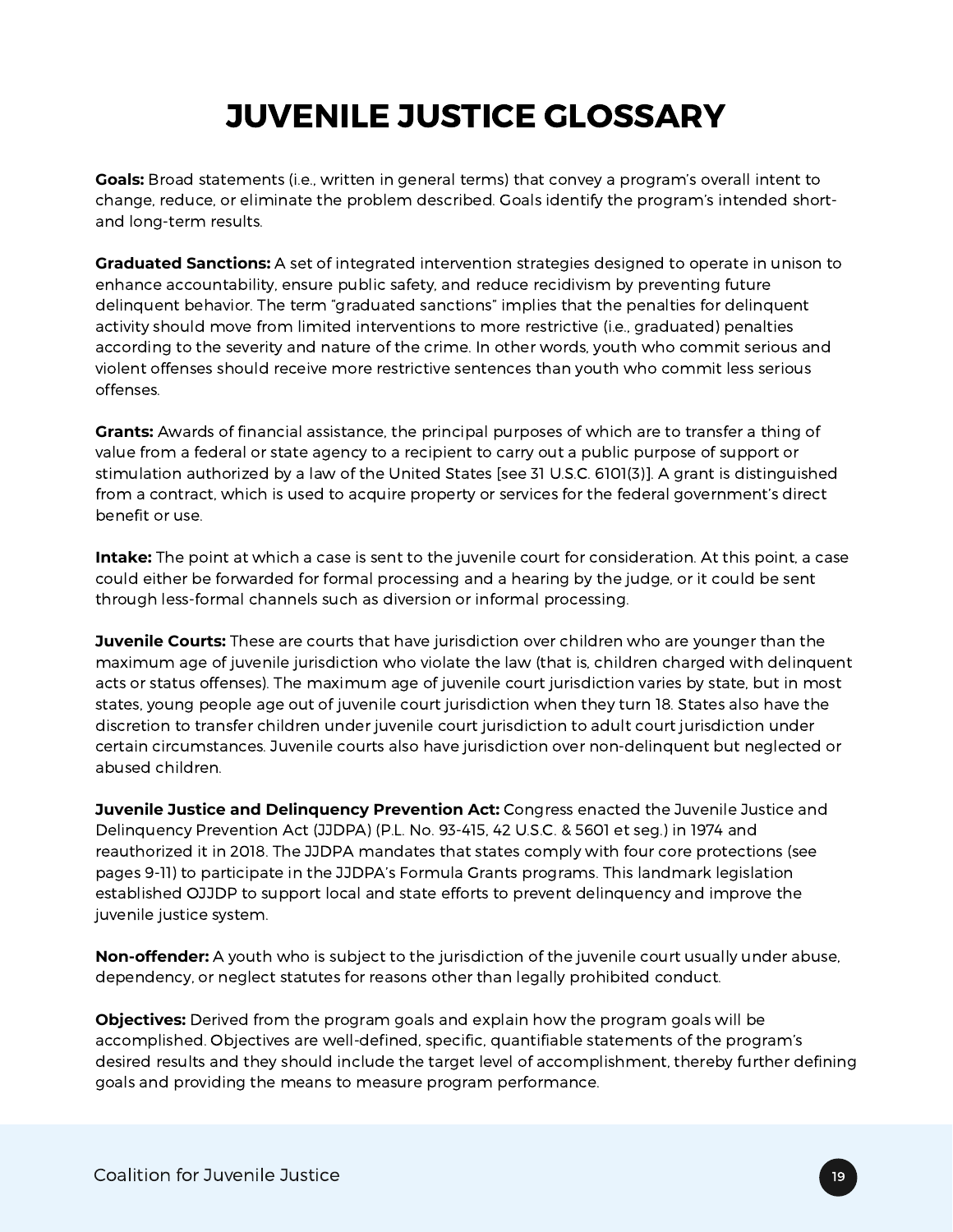# JUVENILE JUSTICE GLOSSARY

**Goals:** Broad statements (i.e., written in general terms) that convey a program's overall intent to change, reduce, or eliminate the problem described. Goals identify the program's intended short- and long-term results.

**Graduated Sanctions:** A set of integrated intervention strategies designed to operate in unison to enhance accountability, ensure public safety, and reduce recidivism by preventing future delinquent behavior. The term "graduated sanctions" implies that the penalties for delinquent activity should move from limited interventions to more restrictive (i.e., graduated) penalties according to the severity and nature of the crime. In other words, youth who commit serious and violent offenses should receive more restrictive sentences than youth who commit less serious offenses.

**Grants:** Awards of financial assistance, the principal purposes of which are to transfer a thing of value from a federal or state agency to a recipient to carry out a public purpose of support or stimulation authorized by a law of the United States [see 31 U.S.C. 6101(3)]. A grant is distinguished from a contract, which is used to acquire property or services for the federal government's direct benefit or use.

**Intake:** The point at which a case is sent to the juvenile court for consideration. At this point, a case could either be forwarded for formal processing and a hearing by the judge, or it could be sent through less-formal channels such as diversion or informal processing.

**Juvenile Courts:** These are courts that have jurisdiction over children who are younger than the maximum age of juvenile jurisdiction who violate the law (that is, children charged with delinquent acts or status offenses). The maximum age of juvenile court jurisdiction varies by state, but in most states, young people age out of juvenile court jurisdiction when they turn 18. States also have the discretion to transfer children under juvenile court jurisdiction to adult court jurisdiction under certain circumstances. Juvenile courts also have jurisdiction over non-delinquent but neglected or abused children.

**Juvenile Justice and Delinquency Prevention Act:** Congress enacted the Juvenile Justice and Delinquency Prevention Act (JJDPA) (P.L. No. 93-415, 42 U.S.C. & 5601 et seg.) in 1974 and reauthorized it in 2018. The JJDPA mandates that states comply with four core protections (see pages 9-11) to participate in the JJDPA's Formula Grants programs. This landmark legislation established OJJDP to support local and state efforts to prevent delinquency and improve the juvenile justice system.

**Non-offender:** A youth who is subject to the jurisdiction of the juvenile court usually under abuse, dependency, or neglect statutes for reasons other than legally prohibited conduct.

**Objectives:** Derived from the program goals and explain how the program goals will be accomplished. Objectives are well-defined, specific, quantifiable statements of the program's desired results and they should include the target level of accomplishment, thereby further defining goals and providing the means to measure program performance.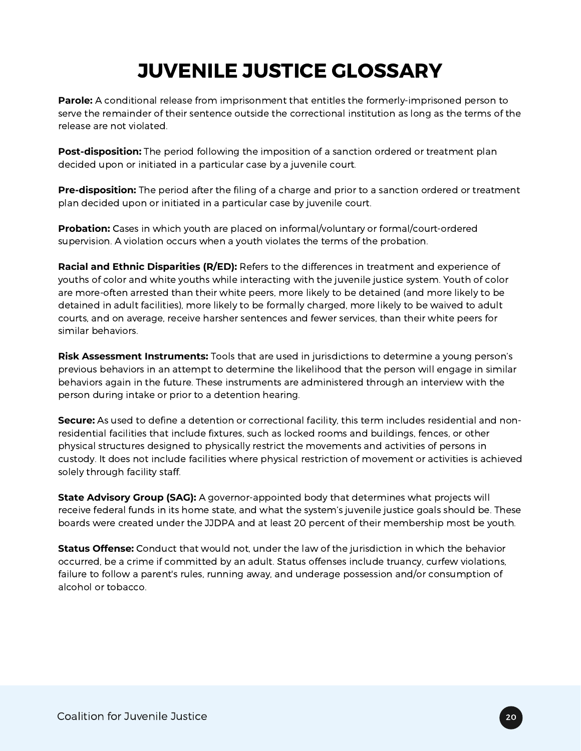# JUVENILE JUSTICE GLOSSARY

**Parole:** A conditional release from imprisonment that entitles the formerly-imprisoned person to serve the remainder of their sentence outside the correctional institution as long as the terms of the release are not violated.

**Post-disposition:** The period following the imposition of a sanction ordered or treatment plan decided upon or initiated in a particular case by a juvenile court.

**Pre-disposition:** The period after the filing of a charge and prior to a sanction ordered or treatment plan decided upon or initiated in a particular case by juvenile court.

**Probation:** Cases in which youth are placed on informal/voluntary or formal/court-ordered supervision. A violation occurs when a youth violates the terms of the probation.

**Racial and Ethnic Disparities (R/ED):** Refers to the differences in treatment and experience of youths of color and white youths while interacting with the juvenile justice system. Youth of color are more-often arrested than their white peers, more likely to be detained (and more likely to be detained in adult facilities), more likely to be formally charged, more likely to be waived to adult courts, and on average, receive harsher sentences and fewer services, than their white peers for similar behaviors.

**Risk Assessment Instruments:** Tools that are used in jurisdictions to determine a young person's previous behaviors in an attempt to determine the likelihood that the person will engage in similar behaviors again in the future. These instruments are administered through an interview with the person during intake or prior to a detention hearing.

**Secure:** As used to define a detention or correctional facility, this term includes residential and non-residential facilities that include fixtures, such as locked rooms and buildings, fences, or other physical structures designed to physically restrict the movements and activities of persons in custody. It does not include facilities where physical restriction of movement or activities is achieved solely through facility staff.

**State Advisory Group (SAG):** A governor-appointed body that determines what projects will receive federal funds in its home state, and what the system's juvenile justice goals should be. These boards were created under the JJDPA and at least 20 percent of their membership most be youth.

**Status Offense:** Conduct that would not, under the law of the jurisdiction in which the behavior occurred, be a crime if committed by an adult. Status offenses include truancy, curfew violations, failure to follow a parent's rules, running away, and underage possession and/or consumption of alcohol or tobacco.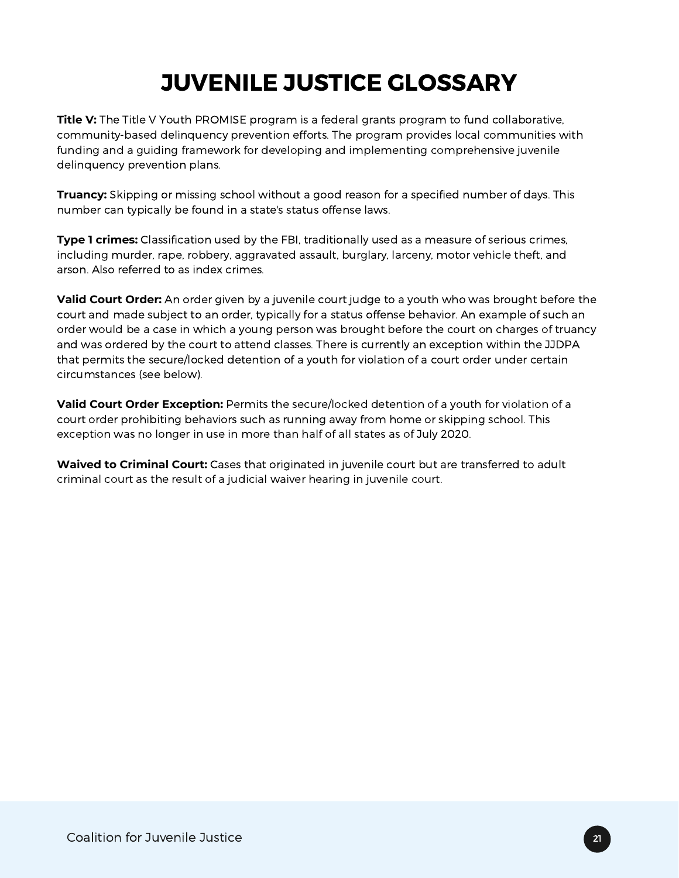# JUVENILE JUSTICE GLOSSARY

**Title V:** The Title V Youth PROMISE program is a federal grants program to fund collaborative, community-based delinquency prevention efforts. The program provides local communities with funding and a guiding framework for developing and implementing comprehensive juvenile delinquency prevention plans.

**Truancy:** Skipping or missing school without a good reason for a specified number of days. This number can typically be found in a state's status offense laws.

**Type 1 crimes:** Classification used by the FBI, traditionally used as a measure of serious crimes, including murder, rape, robbery, aggravated assault, burglary, larceny, motor vehicle theft, and arson. Also referred to as index crimes.

**Valid Court Order:** An order given by a juvenile court judge to a youth who was brought before the court and made subject to an order, typically for a status offense behavior. An example of such an order would be a case in which a young person was brought before the court on charges of truancy and was ordered by the court to attend classes. There is currently an exception within the JJDPA that permits the secure/locked detention of a youth for violation of a court order under certain circumstances (see below).

**Valid Court Order Exception:** Permits the secure/locked detention of a youth for violation of a court order prohibiting behaviors such as running away from home or skipping school. This exception was no longer in use in more than half of all states as of July 2020.

**Waived to Criminal Court:** Cases that originated in juvenile court but are transferred to adult criminal court as the result of a judicial waiver hearing in juvenile court.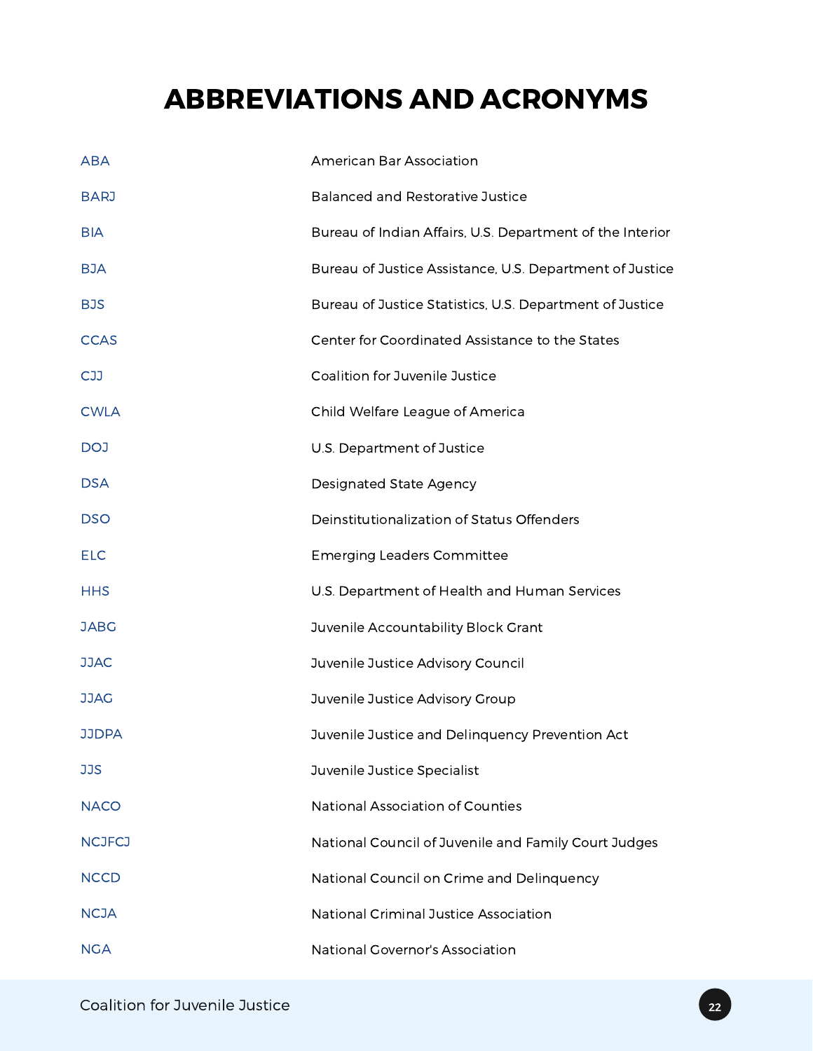# ABBREVIATIONS AND ACRONYMS

| | |
|---|---|
| ABA | American Bar Association |
| BARJ | Balanced and Restorative Justice |
| BIA | Bureau of Indian Affairs, U.S. Department of the Interior |
| BJA | Bureau of Justice Assistance, U.S. Department of Justice |
| BJS | Bureau of Justice Statistics, U.S. Department of Justice |
| CCAS | Center for Coordinated Assistance to the States |
| CJJ | Coalition for Juvenile Justice |
| CWLA | Child Welfare League of America |
| DOJ | U.S. Department of Justice |
| DSA | Designated State Agency |
| DSO | Deinstitutionalization of Status Offenders |
| ELC | Emerging Leaders Committee |
| HHS | U.S. Department of Health and Human Services |
| JABG | Juvenile Accountability Block Grant |
| JJAC | Juvenile Justice Advisory Council |
| JJAG | Juvenile Justice Advisory Group |
| JJDPA | Juvenile Justice and Delinquency Prevention Act |
| JJS | Juvenile Justice Specialist |
| NACO | National Association of Counties |
| NCJFCJ | National Council of Juvenile and Family Court Judges |
| NCCD | National Council on Crime and Delinquency |
| NCJA | National Criminal Justice Association |
| NGA | National Governor's Association |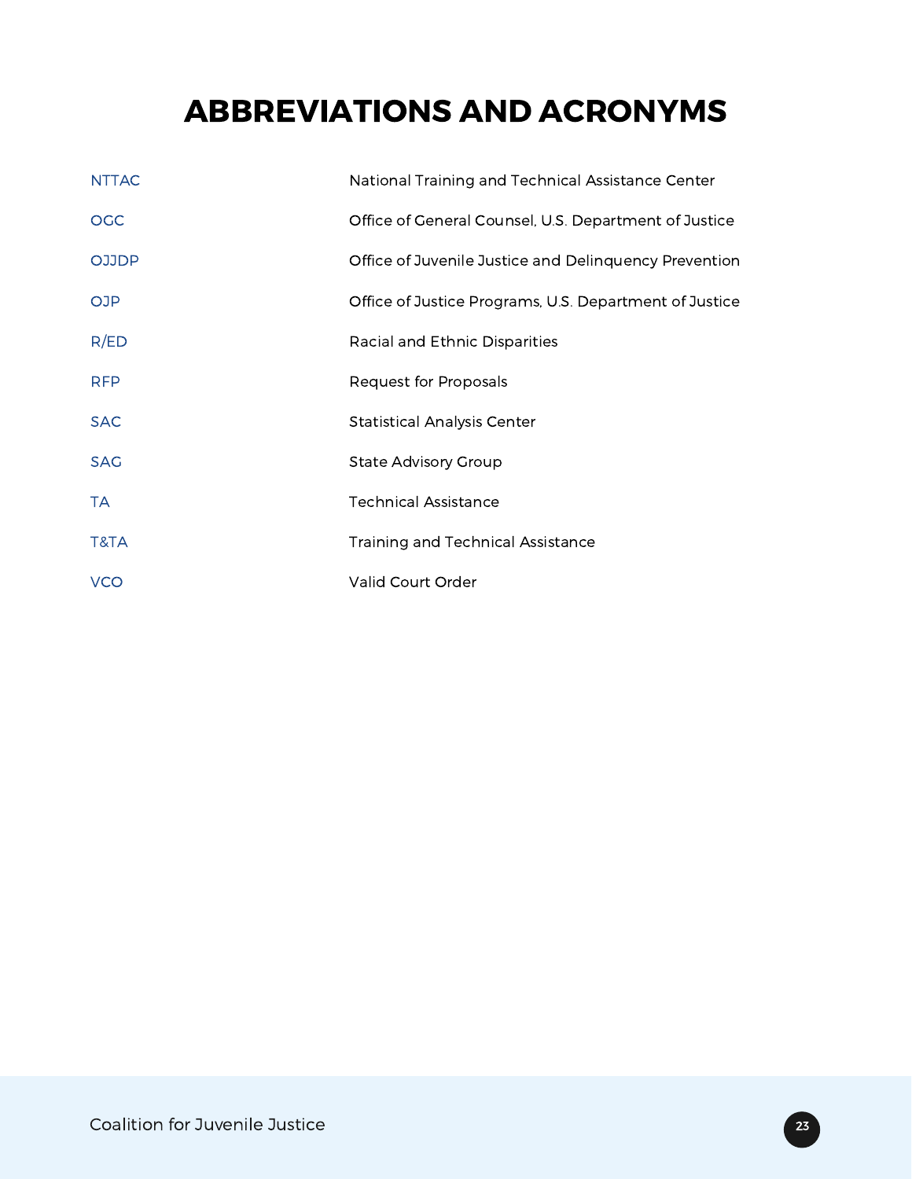# ABBREVIATIONS AND ACRONYMS

| | |
|---|---|
| NTTAC | National Training and Technical Assistance Center |
| OGC | Office of General Counsel, U.S. Department of Justice |
| OJJDP | Office of Juvenile Justice and Delinquency Prevention |
| OJP | Office of Justice Programs, U.S. Department of Justice |
| R/ED | Racial and Ethnic Disparities |
| RFP | Request for Proposals |
| SAC | Statistical Analysis Center |
| SAG | State Advisory Group |
| TA | Technical Assistance |
| T&TA | Training and Technical Assistance |
| VCO | Valid Court Order |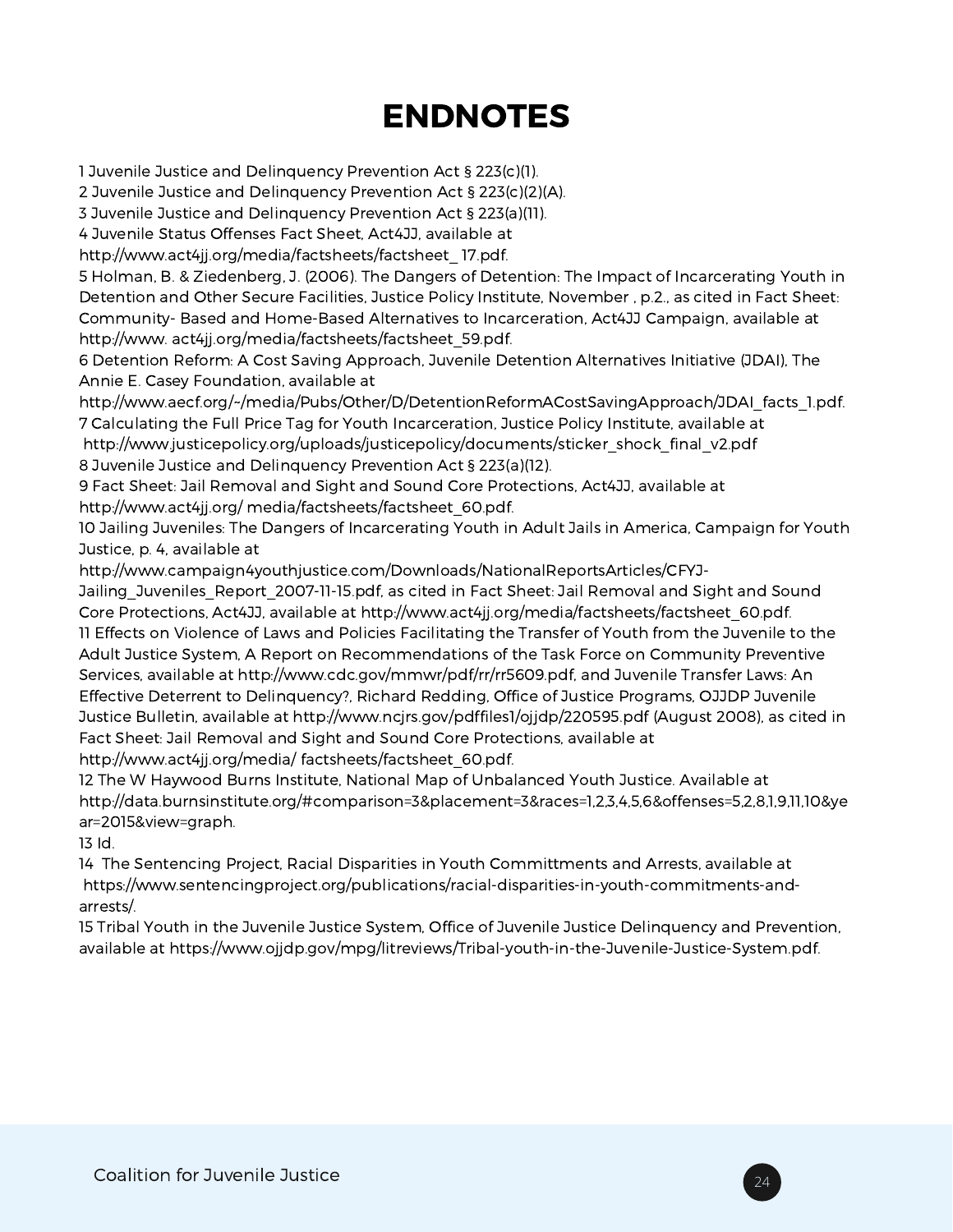# ENDNOTES

1 Juvenile Justice and Delinquency Prevention Act § 223(c)(1).
2 Juvenile Justice and Delinquency Prevention Act § 223(c)(2)(A).
3 Juvenile Justice and Delinquency Prevention Act § 223(a)(11).
4 Juvenile Status Offenses Fact Sheet, Act4JJ, available at http://www.act4jj.org/media/factsheets/factsheet_ 17.pdf.
5 Holman, B. & Ziedenberg, J. (2006). The Dangers of Detention: The Impact of Incarcerating Youth in Detention and Other Secure Facilities, Justice Policy Institute, November , p.2., as cited in Fact Sheet: Community- Based and Home-Based Alternatives to Incarceration, Act4JJ Campaign, available at http://www. act4jj.org/media/factsheets/factsheet_59.pdf.
6 Detention Reform: A Cost Saving Approach, Juvenile Detention Alternatives Initiative (JDAI), The Annie E. Casey Foundation, available at http://www.aecf.org/~/media/Pubs/Other/D/DetentionReformACostSavingApproach/JDAI_facts_1.pdf.
7 Calculating the Full Price Tag for Youth Incarceration, Justice Policy Institute, available at http://www.justicepolicy.org/uploads/justicepolicy/documents/sticker_shock_final_v2.pdf
8 Juvenile Justice and Delinquency Prevention Act § 223(a)(12).
9 Fact Sheet: Jail Removal and Sight and Sound Core Protections, Act4JJ, available at http://www.act4jj.org/ media/factsheets/factsheet_60.pdf.
10 Jailing Juveniles: The Dangers of Incarcerating Youth in Adult Jails in America, Campaign for Youth Justice, p. 4, available at http://www.campaign4youthjustice.com/Downloads/NationalReportsArticles/CFYJ-Jailing_Juveniles_Report_2007-11-15.pdf, as cited in Fact Sheet: Jail Removal and Sight and Sound Core Protections, Act4JJ, available at http://www.act4jj.org/media/factsheets/factsheet_60.pdf.
11 Effects on Violence of Laws and Policies Facilitating the Transfer of Youth from the Juvenile to the Adult Justice System, A Report on Recommendations of the Task Force on Community Preventive Services, available at http://www.cdc.gov/mmwr/pdf/rr/rr5609.pdf, and Juvenile Transfer Laws: An Effective Deterrent to Delinquency?, Richard Redding, Office of Justice Programs, OJJDP Juvenile Justice Bulletin, available at http://www.ncjrs.gov/pdffiles1/ojjdp/220595.pdf (August 2008), as cited in Fact Sheet: Jail Removal and Sight and Sound Core Protections, available at http://www.act4jj.org/media/ factsheets/factsheet_60.pdf.
12 The W Haywood Burns Institute, National Map of Unbalanced Youth Justice. Available at http://data.burnsinstitute.org/#comparison=3&placement=3&races=1,2,3,4,5,6&offenses=5,2,8,1,9,11,10&year=2015&view=graph.
13 Id.
14 The Sentencing Project, Racial Disparities in Youth Committments and Arrests, available at https://www.sentencingproject.org/publications/racial-disparities-in-youth-commitments-and-arrests/.
15 Tribal Youth in the Juvenile Justice System, Office of Juvenile Justice Delinquency and Prevention, available at https://www.ojjdp.gov/mpg/litreviews/Tribal-youth-in-the-Juvenile-Justice-System.pdf.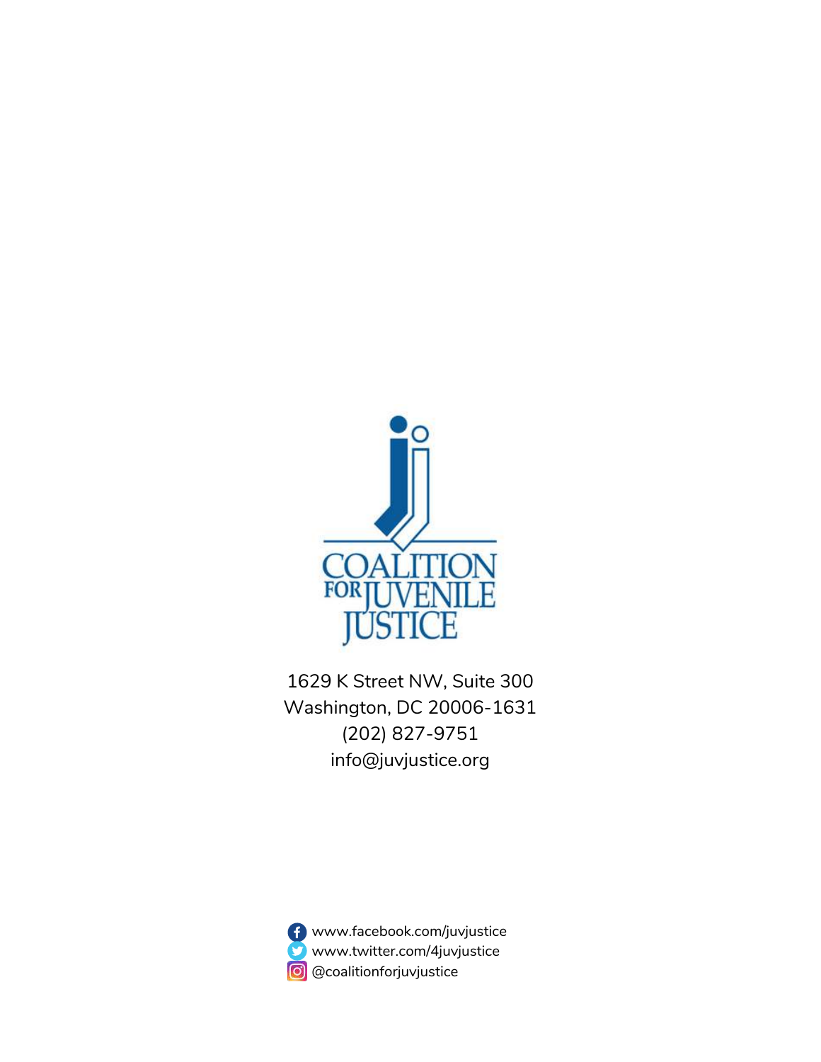COALITION FOR JUVENILE JUSTICE

1629 K Street NW, Suite 300
Washington, DC 20006-1631
(202) 827-9751
info@juvjustice.org

www.facebook.com/juvjustice
www.twitter.com/4juvjustice
@coalitionforjuvjustice